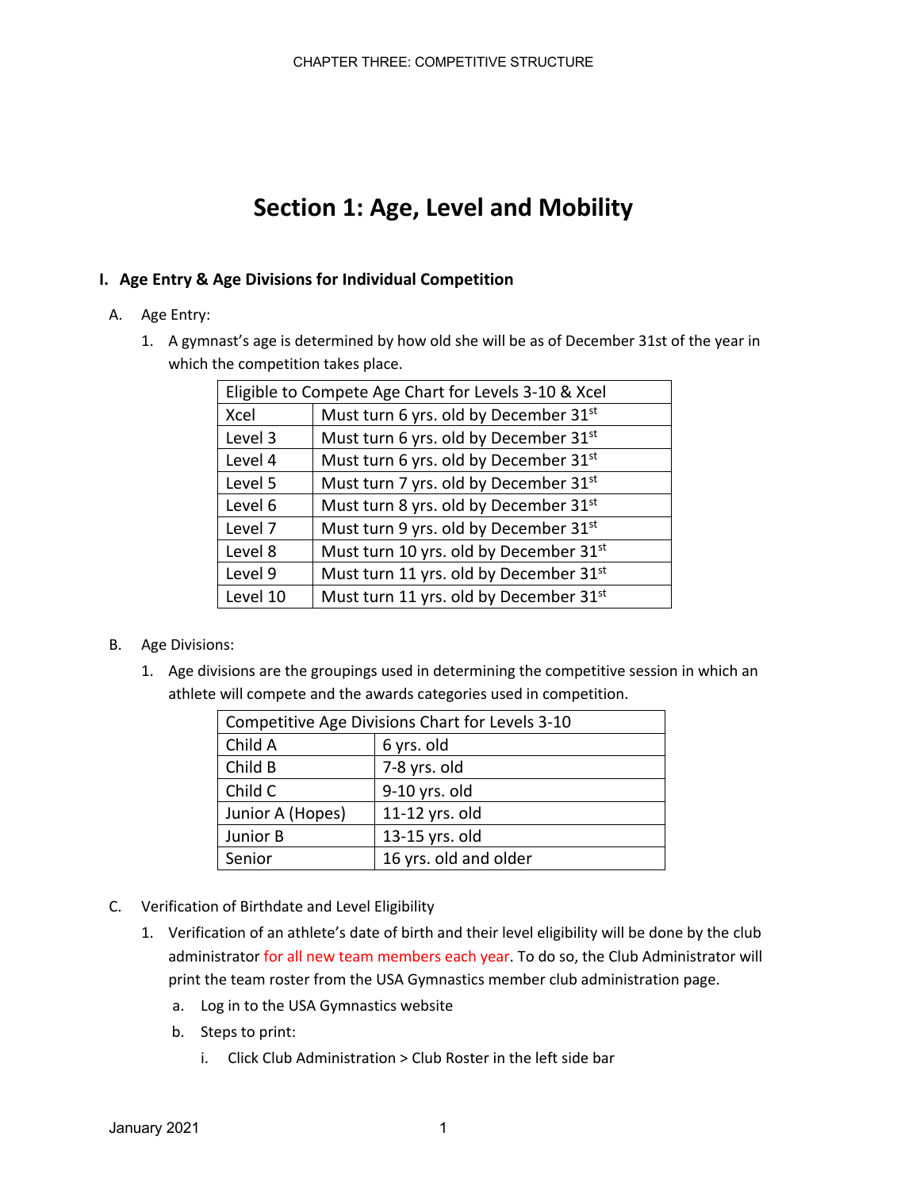# Section 1: Age, Level and Mobility

## I. Age Entry & Age Divisions for Individual Competition

A. Age Entry:

1. A gymnast's age is determined by how old she will be as of December 31st of the year in which the competition takes place.

| Eligible to Compete Age Chart for Levels 3-10 & Xcel | |
|---|---|
| Xcel | Must turn 6 yrs. old by December 31st |
| Level 3 | Must turn 6 yrs. old by December 31st |
| Level 4 | Must turn 6 yrs. old by December 31st |
| Level 5 | Must turn 7 yrs. old by December 31st |
| Level 6 | Must turn 8 yrs. old by December 31st |
| Level 7 | Must turn 9 yrs. old by December 31st |
| Level 8 | Must turn 10 yrs. old by December 31st |
| Level 9 | Must turn 11 yrs. old by December 31st |
| Level 10 | Must turn 11 yrs. old by December 31st |

B. Age Divisions:

1. Age divisions are the groupings used in determining the competitive session in which an athlete will compete and the awards categories used in competition.

| Competitive Age Divisions Chart for Levels 3-10 | |
|---|---|
| Child A | 6 yrs. old |
| Child B | 7-8 yrs. old |
| Child C | 9-10 yrs. old |
| Junior A (Hopes) | 11-12 yrs. old |
| Junior B | 13-15 yrs. old |
| Senior | 16 yrs. old and older |

C. Verification of Birthdate and Level Eligibility

1. Verification of an athlete's date of birth and their level eligibility will be done by the club administrator for all new team members each year. To do so, the Club Administrator will print the team roster from the USA Gymnastics member club administration page.
   a. Log in to the USA Gymnastics website
   b. Steps to print:
      i. Click Club Administration > Club Roster in the left side bar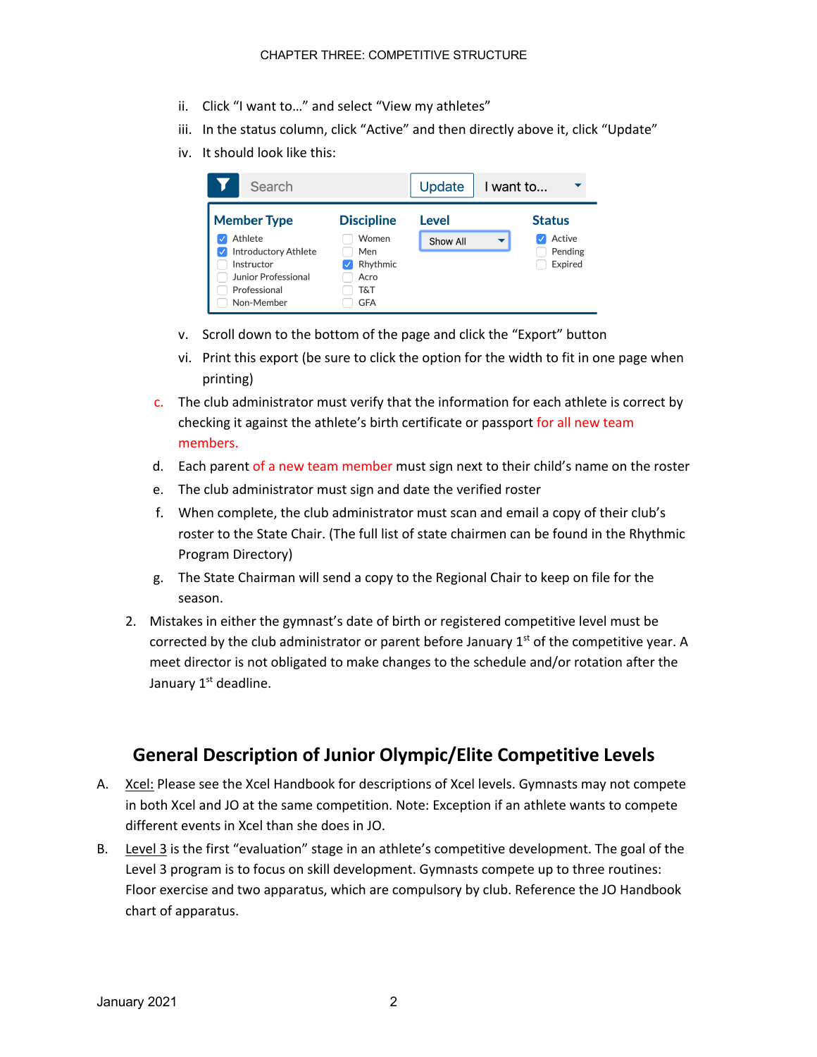ii. Click "I want to..." and select "View my athletes"

iii. In the status column, click "Active" and then directly above it, click "Update"

iv. It should look like this:

Search | Update | I want to...

| Member Type | Discipline | Level | Status |
|---|---|---|---|
| ☑ Athlete | ☐ Women | Show All | ☑ Active |
| ☑ Introductory Athlete | ☐ Men | | ☐ Pending |
| ☐ Instructor | ☑ Rhythmic | | ☐ Expired |
| ☐ Junior Professional | ☐ Acro | | |
| ☐ Professional | ☐ T&T | | |
| ☐ Non-Member | ☐ GFA | | |

v. Scroll down to the bottom of the page and click the "Export" button

vi. Print this export (be sure to click the option for the width to fit in one page when printing)

c. The club administrator must verify that the information for each athlete is correct by checking it against the athlete's birth certificate or passport for all new team members.

d. Each parent of a new team member must sign next to their child's name on the roster

e. The club administrator must sign and date the verified roster

f. When complete, the club administrator must scan and email a copy of their club's roster to the State Chair. (The full list of state chairmen can be found in the Rhythmic Program Directory)

g. The State Chairman will send a copy to the Regional Chair to keep on file for the season.

2. Mistakes in either the gymnast's date of birth or registered competitive level must be corrected by the club administrator or parent before January 1st of the competitive year. A meet director is not obligated to make changes to the schedule and/or rotation after the January 1st deadline.

## General Description of Junior Olympic/Elite Competitive Levels

A. Xcel: Please see the Xcel Handbook for descriptions of Xcel levels. Gymnasts may not compete in both Xcel and JO at the same competition. Note: Exception if an athlete wants to compete different events in Xcel than she does in JO.

B. Level 3 is the first "evaluation" stage in an athlete's competitive development. The goal of the Level 3 program is to focus on skill development. Gymnasts compete up to three routines: Floor exercise and two apparatus, which are compulsory by club. Reference the JO Handbook chart of apparatus.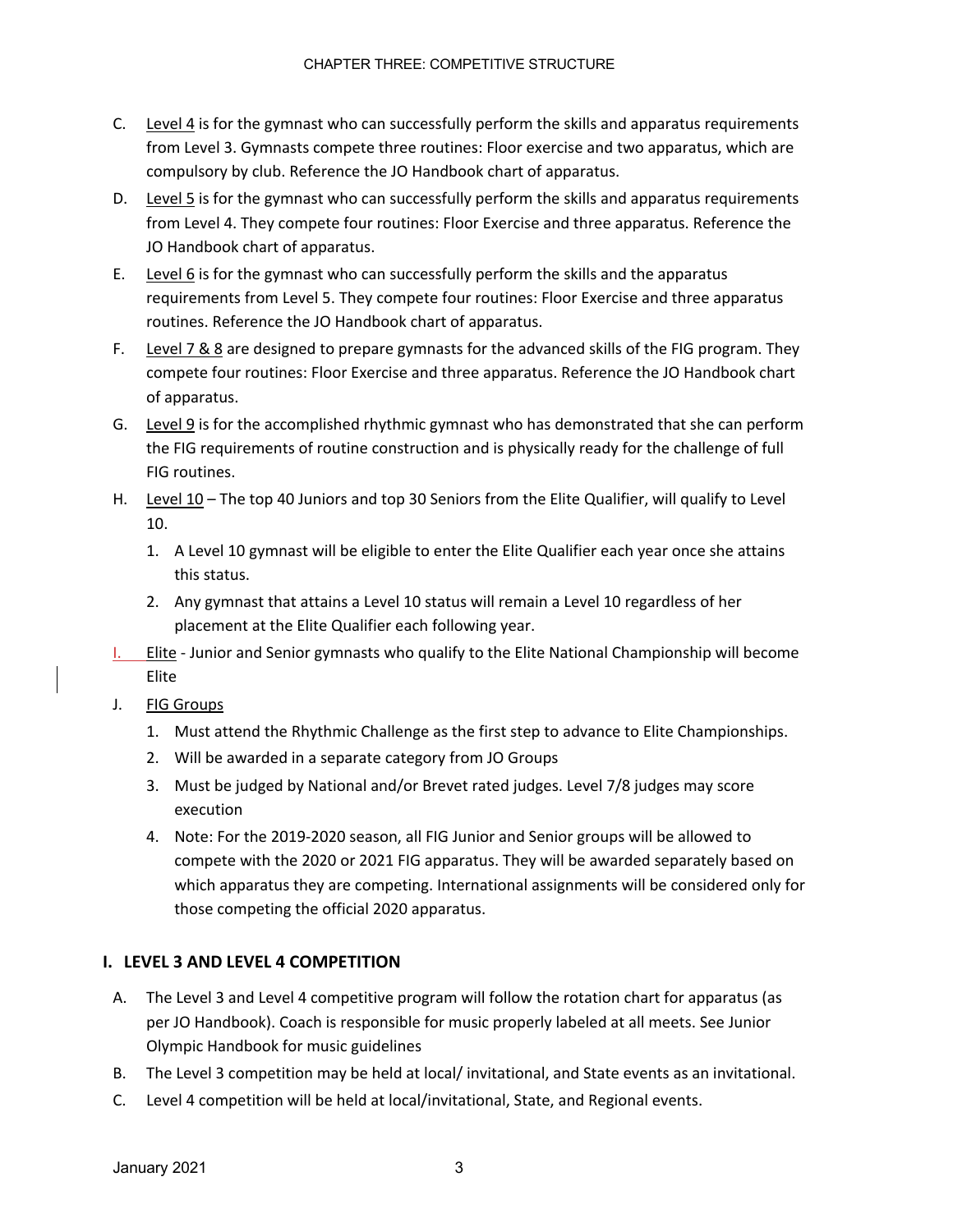C. Level 4 is for the gymnast who can successfully perform the skills and apparatus requirements from Level 3. Gymnasts compete three routines: Floor exercise and two apparatus, which are compulsory by club. Reference the JO Handbook chart of apparatus.

D. Level 5 is for the gymnast who can successfully perform the skills and apparatus requirements from Level 4. They compete four routines: Floor Exercise and three apparatus. Reference the JO Handbook chart of apparatus.

E. Level 6 is for the gymnast who can successfully perform the skills and the apparatus requirements from Level 5. They compete four routines: Floor Exercise and three apparatus routines. Reference the JO Handbook chart of apparatus.

F. Level 7 & 8 are designed to prepare gymnasts for the advanced skills of the FIG program. They compete four routines: Floor Exercise and three apparatus. Reference the JO Handbook chart of apparatus.

G. Level 9 is for the accomplished rhythmic gymnast who has demonstrated that she can perform the FIG requirements of routine construction and is physically ready for the challenge of full FIG routines.

H. Level 10 – The top 40 Juniors and top 30 Seniors from the Elite Qualifier, will qualify to Level 10.
   1. A Level 10 gymnast will be eligible to enter the Elite Qualifier each year once she attains this status.
   2. Any gymnast that attains a Level 10 status will remain a Level 10 regardless of her placement at the Elite Qualifier each following year.

I. Elite - Junior and Senior gymnasts who qualify to the Elite National Championship will become Elite

J. FIG Groups
   1. Must attend the Rhythmic Challenge as the first step to advance to Elite Championships.
   2. Will be awarded in a separate category from JO Groups
   3. Must be judged by National and/or Brevet rated judges. Level 7/8 judges may score execution
   4. Note: For the 2019-2020 season, all FIG Junior and Senior groups will be allowed to compete with the 2020 or 2021 FIG apparatus. They will be awarded separately based on which apparatus they are competing. International assignments will be considered only for those competing the official 2020 apparatus.

## I. LEVEL 3 AND LEVEL 4 COMPETITION

A. The Level 3 and Level 4 competitive program will follow the rotation chart for apparatus (as per JO Handbook). Coach is responsible for music properly labeled at all meets. See Junior Olympic Handbook for music guidelines

B. The Level 3 competition may be held at local/ invitational, and State events as an invitational.

C. Level 4 competition will be held at local/invitational, State, and Regional events.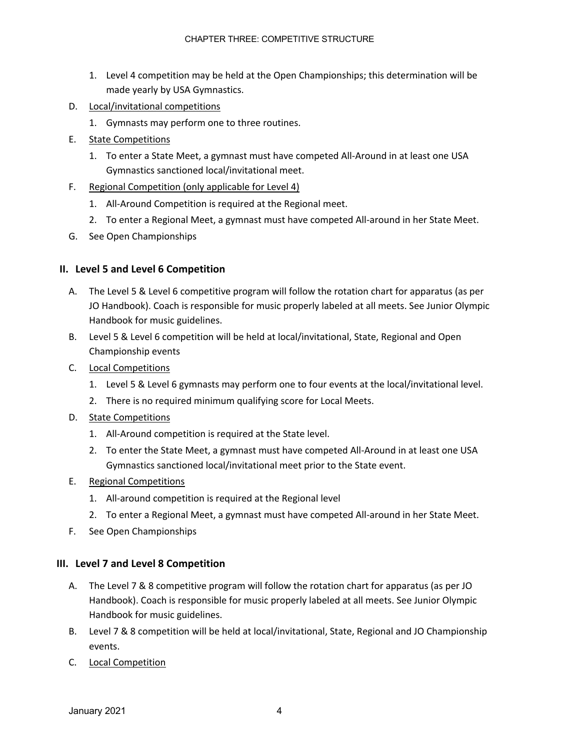1. Level 4 competition may be held at the Open Championships; this determination will be made yearly by USA Gymnastics.

D. Local/invitational competitions

1. Gymnasts may perform one to three routines.

E. State Competitions

1. To enter a State Meet, a gymnast must have competed All-Around in at least one USA Gymnastics sanctioned local/invitational meet.

F. Regional Competition (only applicable for Level 4)

1. All-Around Competition is required at the Regional meet.
2. To enter a Regional Meet, a gymnast must have competed All-around in her State Meet.

G. See Open Championships

## II. Level 5 and Level 6 Competition

A. The Level 5 & Level 6 competitive program will follow the rotation chart for apparatus (as per JO Handbook). Coach is responsible for music properly labeled at all meets. See Junior Olympic Handbook for music guidelines.

B. Level 5 & Level 6 competition will be held at local/invitational, State, Regional and Open Championship events

C. Local Competitions

1. Level 5 & Level 6 gymnasts may perform one to four events at the local/invitational level.
2. There is no required minimum qualifying score for Local Meets.

D. State Competitions

1. All-Around competition is required at the State level.
2. To enter the State Meet, a gymnast must have competed All-Around in at least one USA Gymnastics sanctioned local/invitational meet prior to the State event.

E. Regional Competitions

1. All-around competition is required at the Regional level
2. To enter a Regional Meet, a gymnast must have competed All-around in her State Meet.

F. See Open Championships

## III. Level 7 and Level 8 Competition

A. The Level 7 & 8 competitive program will follow the rotation chart for apparatus (as per JO Handbook). Coach is responsible for music properly labeled at all meets. See Junior Olympic Handbook for music guidelines.

B. Level 7 & 8 competition will be held at local/invitational, State, Regional and JO Championship events.

C. Local Competition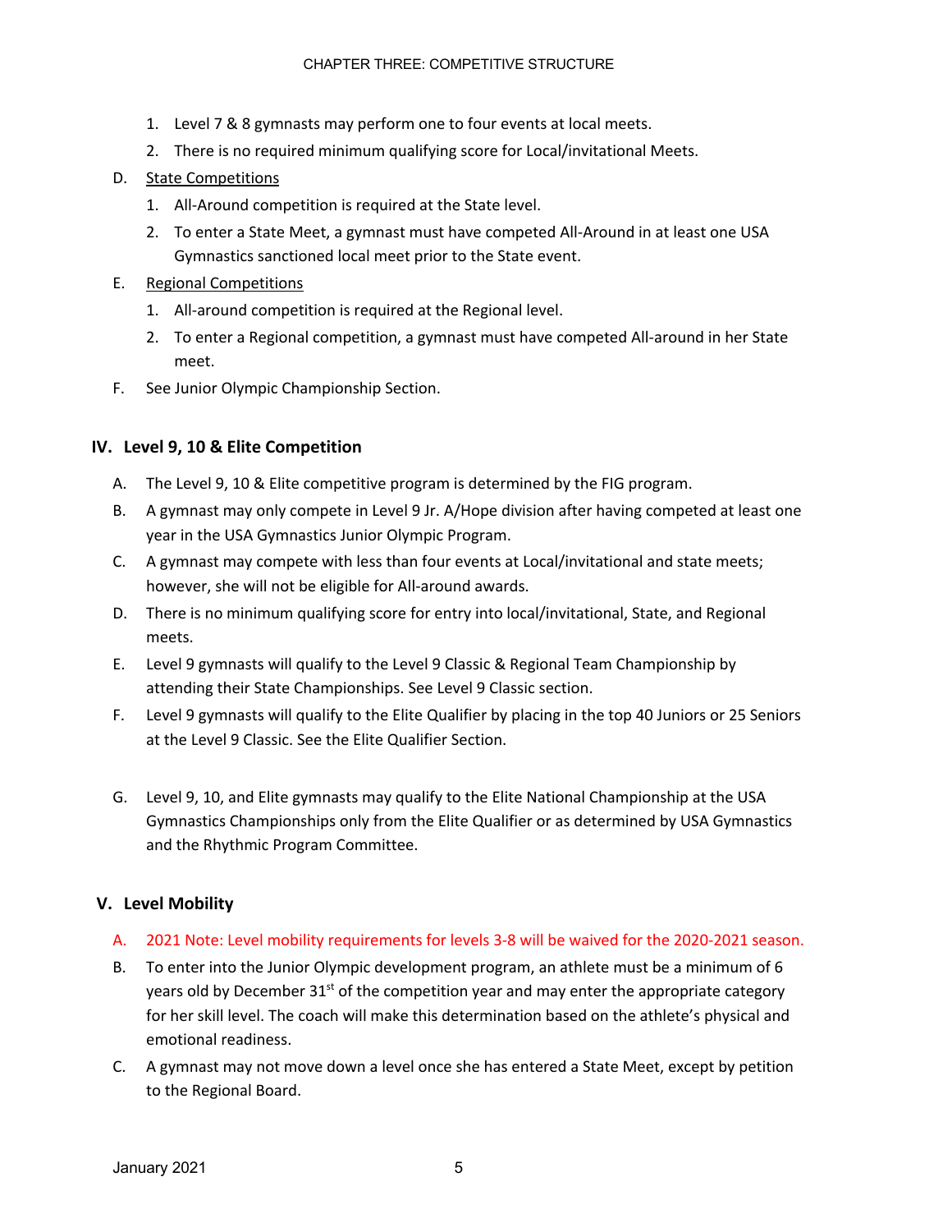1. Level 7 & 8 gymnasts may perform one to four events at local meets.
2. There is no required minimum qualifying score for Local/invitational Meets.

D. State Competitions

1. All-Around competition is required at the State level.
2. To enter a State Meet, a gymnast must have competed All-Around in at least one USA Gymnastics sanctioned local meet prior to the State event.

E. Regional Competitions

1. All-around competition is required at the Regional level.
2. To enter a Regional competition, a gymnast must have competed All-around in her State meet.

F. See Junior Olympic Championship Section.

## IV. Level 9, 10 & Elite Competition

A. The Level 9, 10 & Elite competitive program is determined by the FIG program.

B. A gymnast may only compete in Level 9 Jr. A/Hope division after having competed at least one year in the USA Gymnastics Junior Olympic Program.

C. A gymnast may compete with less than four events at Local/invitational and state meets; however, she will not be eligible for All-around awards.

D. There is no minimum qualifying score for entry into local/invitational, State, and Regional meets.

E. Level 9 gymnasts will qualify to the Level 9 Classic & Regional Team Championship by attending their State Championships. See Level 9 Classic section.

F. Level 9 gymnasts will qualify to the Elite Qualifier by placing in the top 40 Juniors or 25 Seniors at the Level 9 Classic. See the Elite Qualifier Section.

G. Level 9, 10, and Elite gymnasts may qualify to the Elite National Championship at the USA Gymnastics Championships only from the Elite Qualifier or as determined by USA Gymnastics and the Rhythmic Program Committee.

## V. Level Mobility

A. 2021 Note: Level mobility requirements for levels 3-8 will be waived for the 2020-2021 season.

B. To enter into the Junior Olympic development program, an athlete must be a minimum of 6 years old by December 31st of the competition year and may enter the appropriate category for her skill level. The coach will make this determination based on the athlete's physical and emotional readiness.

C. A gymnast may not move down a level once she has entered a State Meet, except by petition to the Regional Board.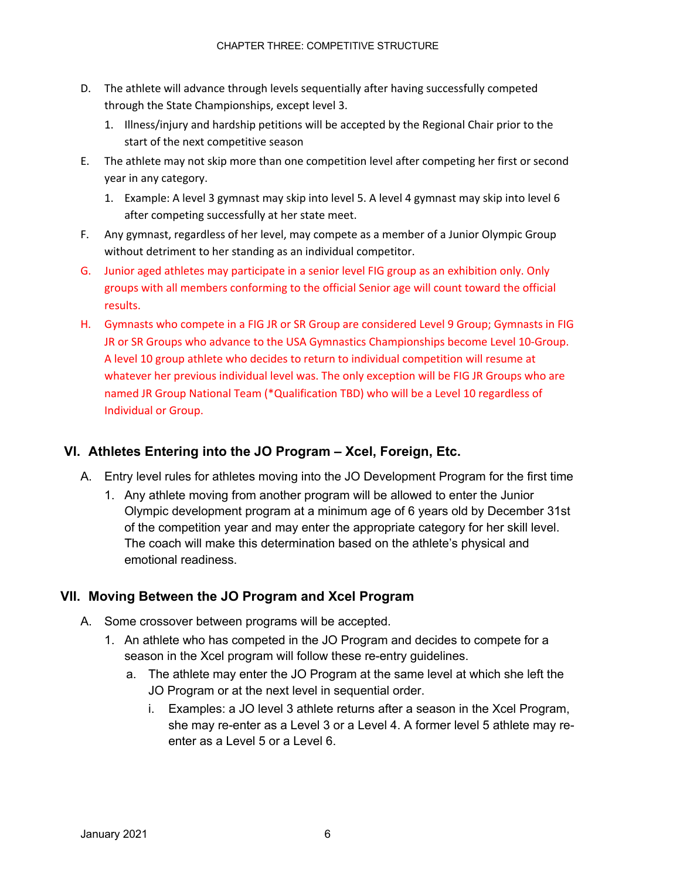D. The athlete will advance through levels sequentially after having successfully competed through the State Championships, except level 3.
   1. Illness/injury and hardship petitions will be accepted by the Regional Chair prior to the start of the next competitive season
E. The athlete may not skip more than one competition level after competing her first or second year in any category.
   1. Example: A level 3 gymnast may skip into level 5. A level 4 gymnast may skip into level 6 after competing successfully at her state meet.
F. Any gymnast, regardless of her level, may compete as a member of a Junior Olympic Group without detriment to her standing as an individual competitor.
G. Junior aged athletes may participate in a senior level FIG group as an exhibition only. Only groups with all members conforming to the official Senior age will count toward the official results.
H. Gymnasts who compete in a FIG JR or SR Group are considered Level 9 Group; Gymnasts in FIG JR or SR Groups who advance to the USA Gymnastics Championships become Level 10-Group. A level 10 group athlete who decides to return to individual competition will resume at whatever her previous individual level was. The only exception will be FIG JR Groups who are named JR Group National Team (*Qualification TBD) who will be a Level 10 regardless of Individual or Group.

## VI. Athletes Entering into the JO Program – Xcel, Foreign, Etc.

A. Entry level rules for athletes moving into the JO Development Program for the first time
   1. Any athlete moving from another program will be allowed to enter the Junior Olympic development program at a minimum age of 6 years old by December 31st of the competition year and may enter the appropriate category for her skill level. The coach will make this determination based on the athlete's physical and emotional readiness.

## VII. Moving Between the JO Program and Xcel Program

A. Some crossover between programs will be accepted.
   1. An athlete who has competed in the JO Program and decides to compete for a season in the Xcel program will follow these re-entry guidelines.
      a. The athlete may enter the JO Program at the same level at which she left the JO Program or at the next level in sequential order.
         i. Examples: a JO level 3 athlete returns after a season in the Xcel Program, she may re-enter as a Level 3 or a Level 4. A former level 5 athlete may re-enter as a Level 5 or a Level 6.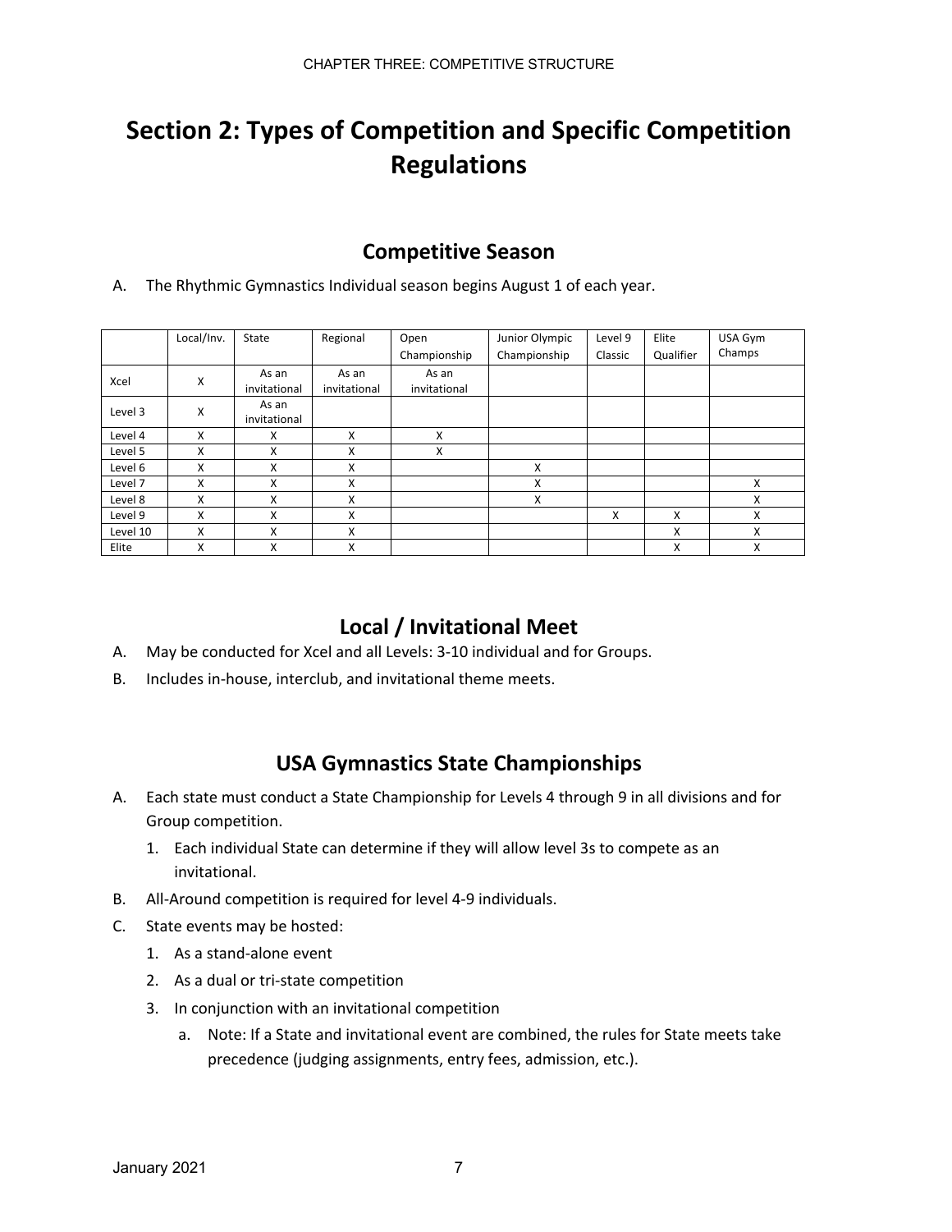# Section 2: Types of Competition and Specific Competition Regulations

## Competitive Season

A. The Rhythmic Gymnastics Individual season begins August 1 of each year.

| | Local/Inv. | State | Regional | Open Championship | Junior Olympic Championship | Level 9 Classic | Elite Qualifier | USA Gym Champs |
|---|---|---|---|---|---|---|---|---|
| Xcel | X | As an invitational | As an invitational | As an invitational | | | | |
| Level 3 | X | As an invitational | | | | | | |
| Level 4 | X | X | X | X | | | | |
| Level 5 | X | X | X | X | | | | |
| Level 6 | X | X | X | | X | | | |
| Level 7 | X | X | X | | X | | | X |
| Level 8 | X | X | X | | X | | | X |
| Level 9 | X | X | X | | | X | X | X |
| Level 10 | X | X | X | | | | X | X |
| Elite | X | X | X | | | | X | X |

## Local / Invitational Meet

A. May be conducted for Xcel and all Levels: 3-10 individual and for Groups.

B. Includes in-house, interclub, and invitational theme meets.

## USA Gymnastics State Championships

A. Each state must conduct a State Championship for Levels 4 through 9 in all divisions and for Group competition.
   1. Each individual State can determine if they will allow level 3s to compete as an invitational.

B. All-Around competition is required for level 4-9 individuals.

C. State events may be hosted:
   1. As a stand-alone event
   2. As a dual or tri-state competition
   3. In conjunction with an invitational competition
      a. Note: If a State and invitational event are combined, the rules for State meets take precedence (judging assignments, entry fees, admission, etc.).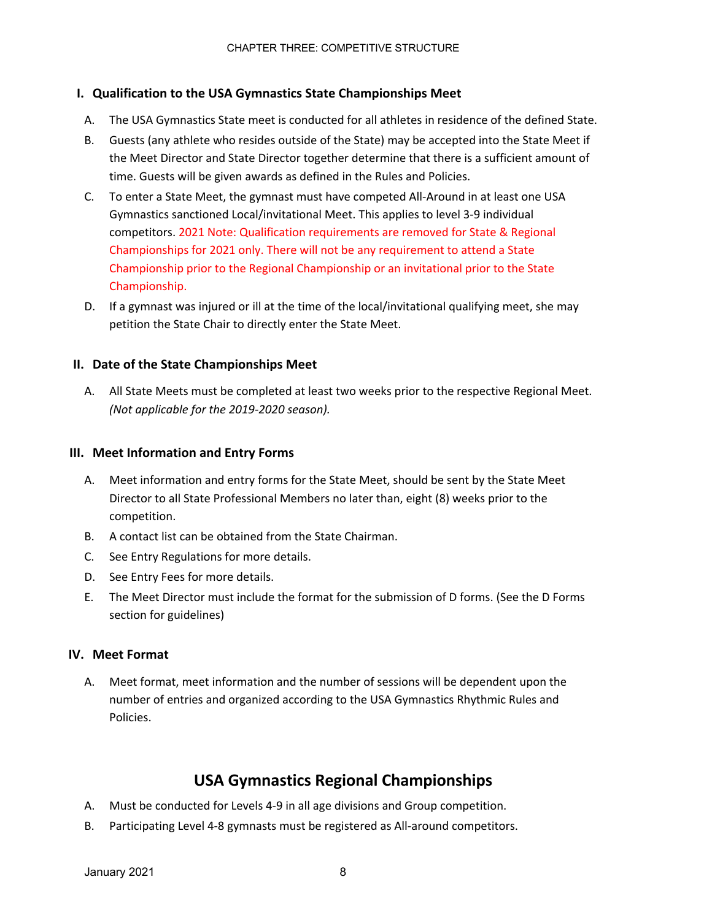## I. Qualification to the USA Gymnastics State Championships Meet

A. The USA Gymnastics State meet is conducted for all athletes in residence of the defined State.

B. Guests (any athlete who resides outside of the State) may be accepted into the State Meet if the Meet Director and State Director together determine that there is a sufficient amount of time. Guests will be given awards as defined in the Rules and Policies.

C. To enter a State Meet, the gymnast must have competed All-Around in at least one USA Gymnastics sanctioned Local/invitational Meet. This applies to level 3-9 individual competitors. 2021 Note: Qualification requirements are removed for State & Regional Championships for 2021 only. There will not be any requirement to attend a State Championship prior to the Regional Championship or an invitational prior to the State Championship.

D. If a gymnast was injured or ill at the time of the local/invitational qualifying meet, she may petition the State Chair to directly enter the State Meet.

## II. Date of the State Championships Meet

A. All State Meets must be completed at least two weeks prior to the respective Regional Meet. *(Not applicable for the 2019-2020 season).*

## III. Meet Information and Entry Forms

A. Meet information and entry forms for the State Meet, should be sent by the State Meet Director to all State Professional Members no later than, eight (8) weeks prior to the competition.

B. A contact list can be obtained from the State Chairman.

C. See Entry Regulations for more details.

D. See Entry Fees for more details.

E. The Meet Director must include the format for the submission of D forms. (See the D Forms section for guidelines)

## IV. Meet Format

A. Meet format, meet information and the number of sessions will be dependent upon the number of entries and organized according to the USA Gymnastics Rhythmic Rules and Policies.

# USA Gymnastics Regional Championships

A. Must be conducted for Levels 4-9 in all age divisions and Group competition.

B. Participating Level 4-8 gymnasts must be registered as All-around competitors.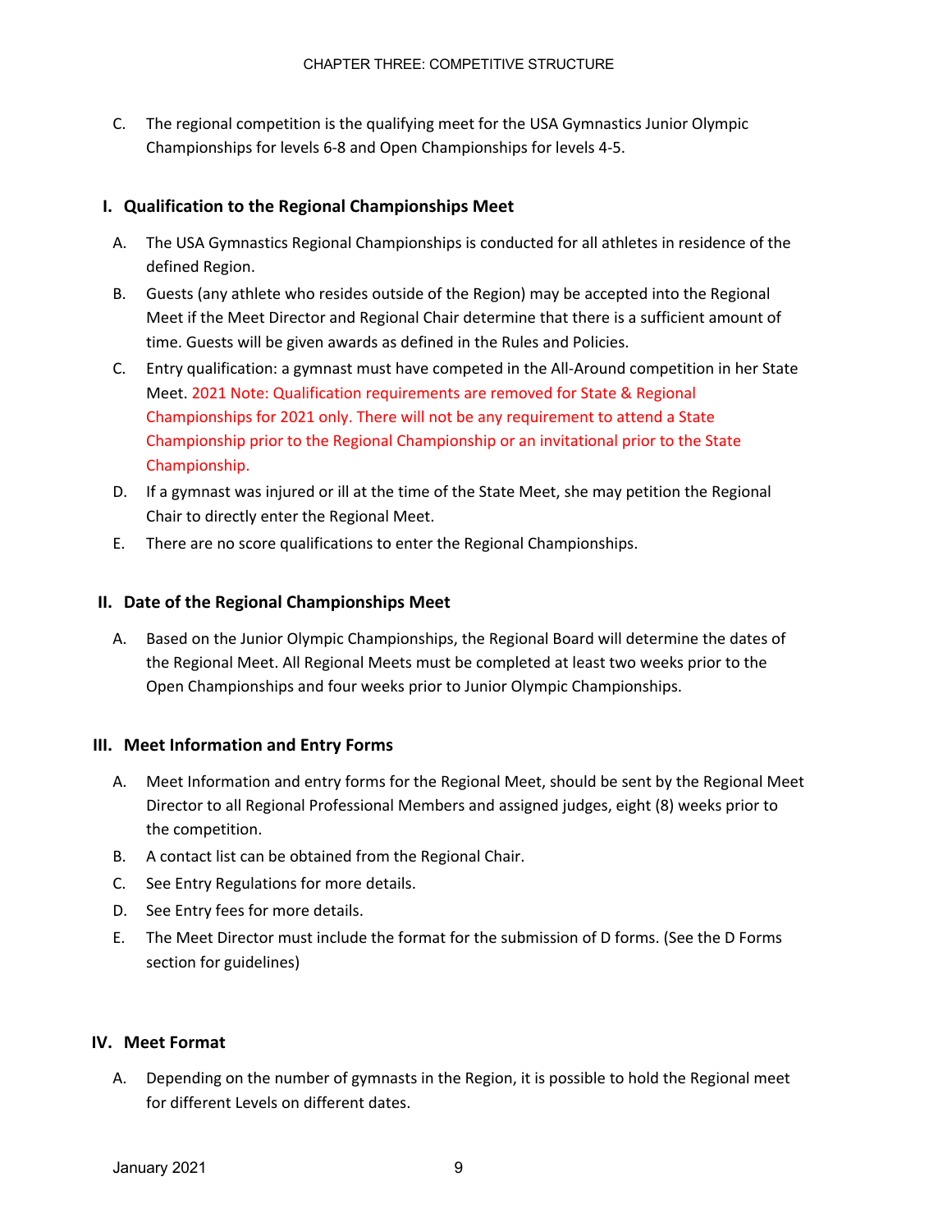C. The regional competition is the qualifying meet for the USA Gymnastics Junior Olympic Championships for levels 6-8 and Open Championships for levels 4-5.

## I. Qualification to the Regional Championships Meet

A. The USA Gymnastics Regional Championships is conducted for all athletes in residence of the defined Region.

B. Guests (any athlete who resides outside of the Region) may be accepted into the Regional Meet if the Meet Director and Regional Chair determine that there is a sufficient amount of time. Guests will be given awards as defined in the Rules and Policies.

C. Entry qualification: a gymnast must have competed in the All-Around competition in her State Meet. 2021 Note: Qualification requirements are removed for State & Regional Championships for 2021 only. There will not be any requirement to attend a State Championship prior to the Regional Championship or an invitational prior to the State Championship.

D. If a gymnast was injured or ill at the time of the State Meet, she may petition the Regional Chair to directly enter the Regional Meet.

E. There are no score qualifications to enter the Regional Championships.

## II. Date of the Regional Championships Meet

A. Based on the Junior Olympic Championships, the Regional Board will determine the dates of the Regional Meet. All Regional Meets must be completed at least two weeks prior to the Open Championships and four weeks prior to Junior Olympic Championships.

## III. Meet Information and Entry Forms

A. Meet Information and entry forms for the Regional Meet, should be sent by the Regional Meet Director to all Regional Professional Members and assigned judges, eight (8) weeks prior to the competition.

B. A contact list can be obtained from the Regional Chair.

C. See Entry Regulations for more details.

D. See Entry fees for more details.

E. The Meet Director must include the format for the submission of D forms. (See the D Forms section for guidelines)

## IV. Meet Format

A. Depending on the number of gymnasts in the Region, it is possible to hold the Regional meet for different Levels on different dates.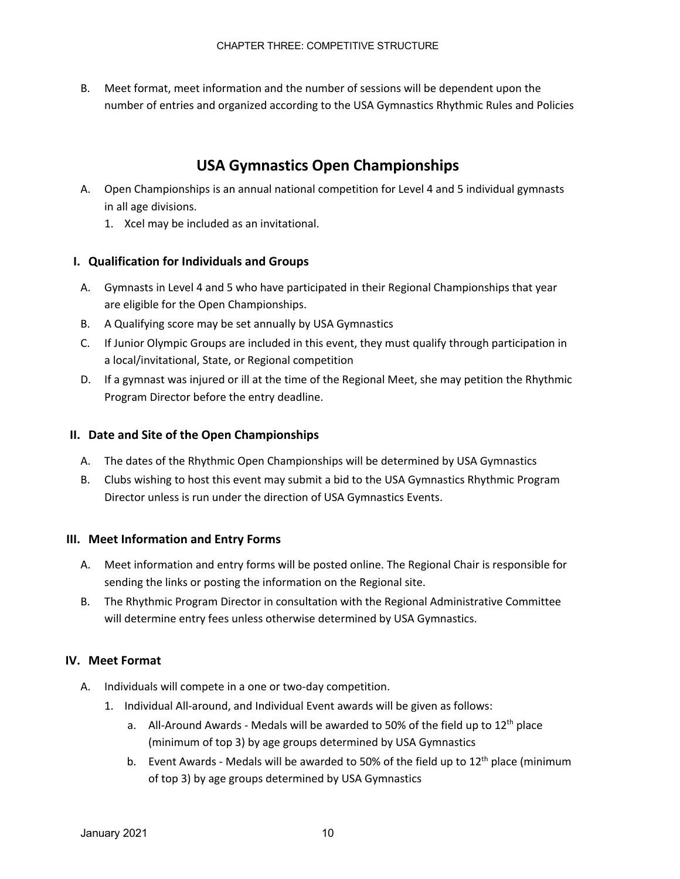B. Meet format, meet information and the number of sessions will be dependent upon the number of entries and organized according to the USA Gymnastics Rhythmic Rules and Policies

## USA Gymnastics Open Championships

A. Open Championships is an annual national competition for Level 4 and 5 individual gymnasts in all age divisions.
   1. Xcel may be included as an invitational.

### I. Qualification for Individuals and Groups

A. Gymnasts in Level 4 and 5 who have participated in their Regional Championships that year are eligible for the Open Championships.
B. A Qualifying score may be set annually by USA Gymnastics
C. If Junior Olympic Groups are included in this event, they must qualify through participation in a local/invitational, State, or Regional competition
D. If a gymnast was injured or ill at the time of the Regional Meet, she may petition the Rhythmic Program Director before the entry deadline.

### II. Date and Site of the Open Championships

A. The dates of the Rhythmic Open Championships will be determined by USA Gymnastics
B. Clubs wishing to host this event may submit a bid to the USA Gymnastics Rhythmic Program Director unless is run under the direction of USA Gymnastics Events.

### III. Meet Information and Entry Forms

A. Meet information and entry forms will be posted online. The Regional Chair is responsible for sending the links or posting the information on the Regional site.
B. The Rhythmic Program Director in consultation with the Regional Administrative Committee will determine entry fees unless otherwise determined by USA Gymnastics.

### IV. Meet Format

A. Individuals will compete in a one or two-day competition.
   1. Individual All-around, and Individual Event awards will be given as follows:
      a. All-Around Awards - Medals will be awarded to 50% of the field up to 12th place (minimum of top 3) by age groups determined by USA Gymnastics
      b. Event Awards - Medals will be awarded to 50% of the field up to 12th place (minimum of top 3) by age groups determined by USA Gymnastics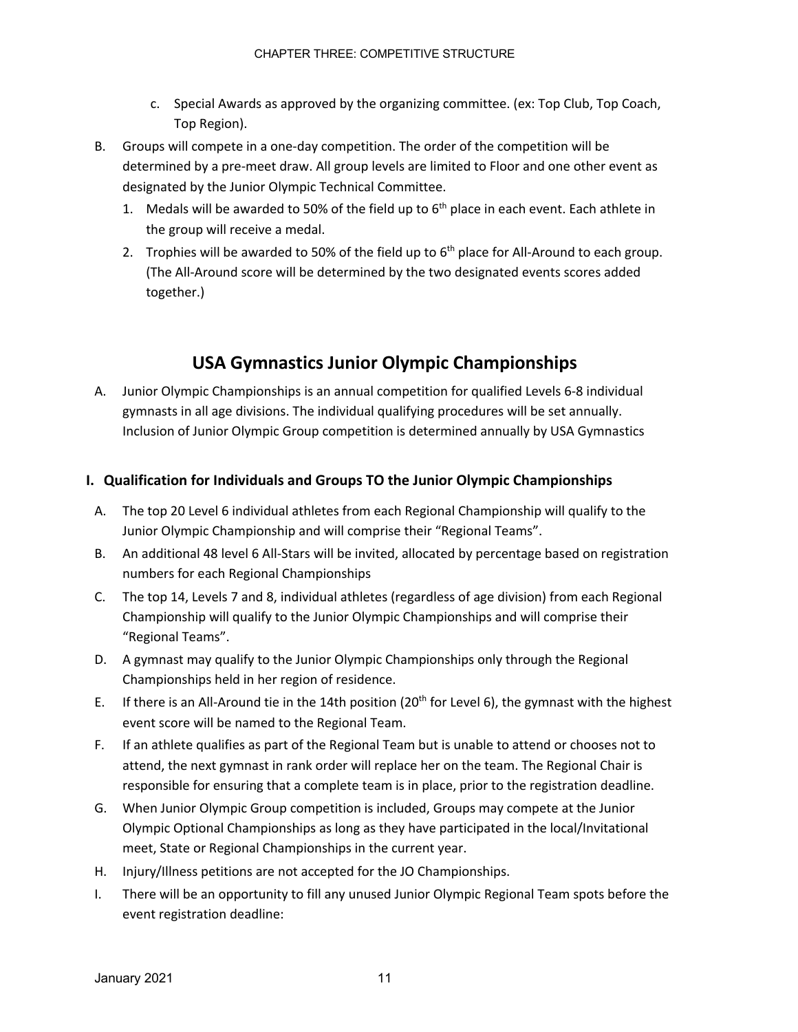c. Special Awards as approved by the organizing committee. (ex: Top Club, Top Coach, Top Region).

B. Groups will compete in a one-day competition. The order of the competition will be determined by a pre-meet draw. All group levels are limited to Floor and one other event as designated by the Junior Olympic Technical Committee.

   1. Medals will be awarded to 50% of the field up to 6th place in each event. Each athlete in the group will receive a medal.
   2. Trophies will be awarded to 50% of the field up to 6th place for All-Around to each group. (The All-Around score will be determined by the two designated events scores added together.)

## USA Gymnastics Junior Olympic Championships

A. Junior Olympic Championships is an annual competition for qualified Levels 6-8 individual gymnasts in all age divisions. The individual qualifying procedures will be set annually. Inclusion of Junior Olympic Group competition is determined annually by USA Gymnastics

### I. Qualification for Individuals and Groups TO the Junior Olympic Championships

A. The top 20 Level 6 individual athletes from each Regional Championship will qualify to the Junior Olympic Championship and will comprise their "Regional Teams".

B. An additional 48 level 6 All-Stars will be invited, allocated by percentage based on registration numbers for each Regional Championships

C. The top 14, Levels 7 and 8, individual athletes (regardless of age division) from each Regional Championship will qualify to the Junior Olympic Championships and will comprise their "Regional Teams".

D. A gymnast may qualify to the Junior Olympic Championships only through the Regional Championships held in her region of residence.

E. If there is an All-Around tie in the 14th position (20th for Level 6), the gymnast with the highest event score will be named to the Regional Team.

F. If an athlete qualifies as part of the Regional Team but is unable to attend or chooses not to attend, the next gymnast in rank order will replace her on the team. The Regional Chair is responsible for ensuring that a complete team is in place, prior to the registration deadline.

G. When Junior Olympic Group competition is included, Groups may compete at the Junior Olympic Optional Championships as long as they have participated in the local/Invitational meet, State or Regional Championships in the current year.

H. Injury/Illness petitions are not accepted for the JO Championships.

I. There will be an opportunity to fill any unused Junior Olympic Regional Team spots before the event registration deadline: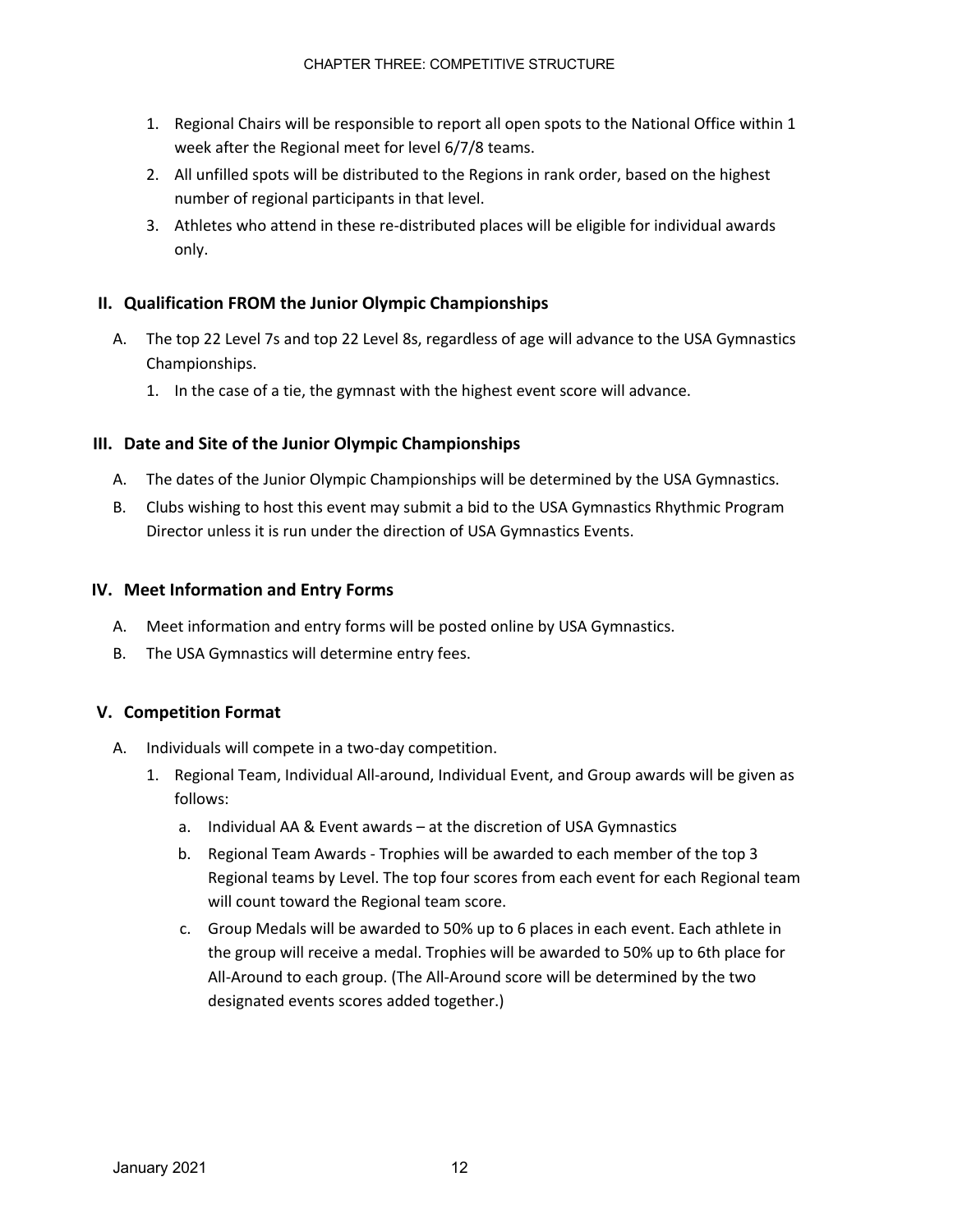1. Regional Chairs will be responsible to report all open spots to the National Office within 1 week after the Regional meet for level 6/7/8 teams.
2. All unfilled spots will be distributed to the Regions in rank order, based on the highest number of regional participants in that level.
3. Athletes who attend in these re-distributed places will be eligible for individual awards only.

## II. Qualification FROM the Junior Olympic Championships

A. The top 22 Level 7s and top 22 Level 8s, regardless of age will advance to the USA Gymnastics Championships.

   1. In the case of a tie, the gymnast with the highest event score will advance.

## III. Date and Site of the Junior Olympic Championships

A. The dates of the Junior Olympic Championships will be determined by the USA Gymnastics.

B. Clubs wishing to host this event may submit a bid to the USA Gymnastics Rhythmic Program Director unless it is run under the direction of USA Gymnastics Events.

## IV. Meet Information and Entry Forms

A. Meet information and entry forms will be posted online by USA Gymnastics.

B. The USA Gymnastics will determine entry fees.

## V. Competition Format

A. Individuals will compete in a two-day competition.

   1. Regional Team, Individual All-around, Individual Event, and Group awards will be given as follows:

      a. Individual AA & Event awards – at the discretion of USA Gymnastics

      b. Regional Team Awards - Trophies will be awarded to each member of the top 3 Regional teams by Level. The top four scores from each event for each Regional team will count toward the Regional team score.

      c. Group Medals will be awarded to 50% up to 6 places in each event. Each athlete in the group will receive a medal. Trophies will be awarded to 50% up to 6th place for All-Around to each group. (The All-Around score will be determined by the two designated events scores added together.)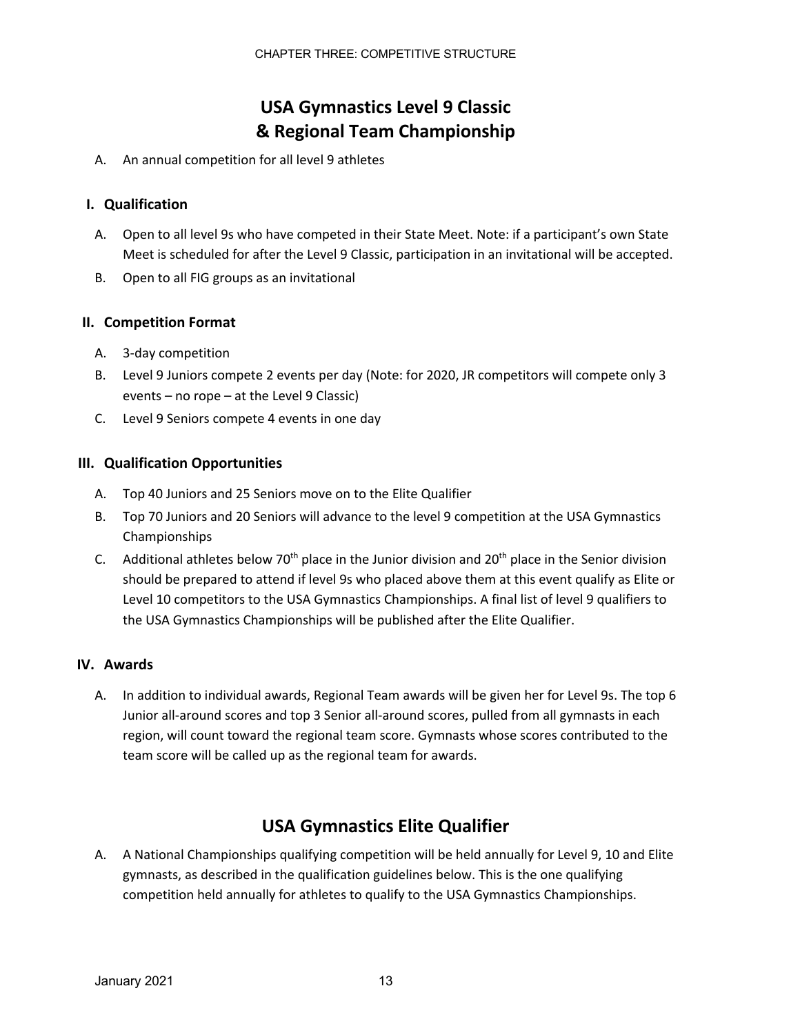# USA Gymnastics Level 9 Classic & Regional Team Championship

A. An annual competition for all level 9 athletes

## I. Qualification

A. Open to all level 9s who have competed in their State Meet. Note: if a participant's own State Meet is scheduled for after the Level 9 Classic, participation in an invitational will be accepted.

B. Open to all FIG groups as an invitational

## II. Competition Format

A. 3-day competition

B. Level 9 Juniors compete 2 events per day (Note: for 2020, JR competitors will compete only 3 events – no rope – at the Level 9 Classic)

C. Level 9 Seniors compete 4 events in one day

## III. Qualification Opportunities

A. Top 40 Juniors and 25 Seniors move on to the Elite Qualifier

B. Top 70 Juniors and 20 Seniors will advance to the level 9 competition at the USA Gymnastics Championships

C. Additional athletes below 70th place in the Junior division and 20th place in the Senior division should be prepared to attend if level 9s who placed above them at this event qualify as Elite or Level 10 competitors to the USA Gymnastics Championships. A final list of level 9 qualifiers to the USA Gymnastics Championships will be published after the Elite Qualifier.

## IV. Awards

A. In addition to individual awards, Regional Team awards will be given her for Level 9s. The top 6 Junior all-around scores and top 3 Senior all-around scores, pulled from all gymnasts in each region, will count toward the regional team score. Gymnasts whose scores contributed to the team score will be called up as the regional team for awards.

# USA Gymnastics Elite Qualifier

A. A National Championships qualifying competition will be held annually for Level 9, 10 and Elite gymnasts, as described in the qualification guidelines below. This is the one qualifying competition held annually for athletes to qualify to the USA Gymnastics Championships.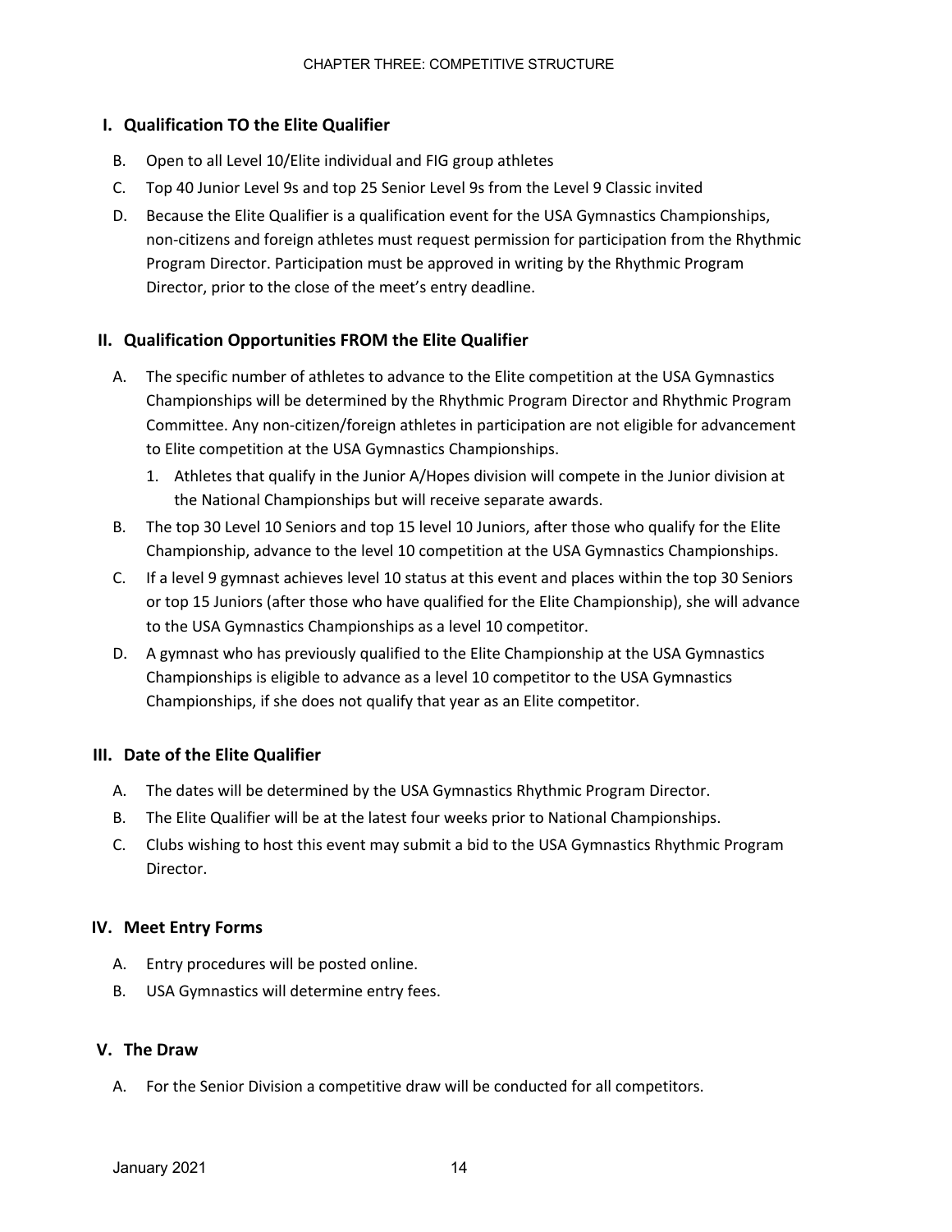## I. Qualification TO the Elite Qualifier

B. Open to all Level 10/Elite individual and FIG group athletes

C. Top 40 Junior Level 9s and top 25 Senior Level 9s from the Level 9 Classic invited

D. Because the Elite Qualifier is a qualification event for the USA Gymnastics Championships, non-citizens and foreign athletes must request permission for participation from the Rhythmic Program Director. Participation must be approved in writing by the Rhythmic Program Director, prior to the close of the meet's entry deadline.

## II. Qualification Opportunities FROM the Elite Qualifier

A. The specific number of athletes to advance to the Elite competition at the USA Gymnastics Championships will be determined by the Rhythmic Program Director and Rhythmic Program Committee. Any non-citizen/foreign athletes in participation are not eligible for advancement to Elite competition at the USA Gymnastics Championships.

   1. Athletes that qualify in the Junior A/Hopes division will compete in the Junior division at the National Championships but will receive separate awards.

B. The top 30 Level 10 Seniors and top 15 level 10 Juniors, after those who qualify for the Elite Championship, advance to the level 10 competition at the USA Gymnastics Championships.

C. If a level 9 gymnast achieves level 10 status at this event and places within the top 30 Seniors or top 15 Juniors (after those who have qualified for the Elite Championship), she will advance to the USA Gymnastics Championships as a level 10 competitor.

D. A gymnast who has previously qualified to the Elite Championship at the USA Gymnastics Championships is eligible to advance as a level 10 competitor to the USA Gymnastics Championships, if she does not qualify that year as an Elite competitor.

## III. Date of the Elite Qualifier

A. The dates will be determined by the USA Gymnastics Rhythmic Program Director.

B. The Elite Qualifier will be at the latest four weeks prior to National Championships.

C. Clubs wishing to host this event may submit a bid to the USA Gymnastics Rhythmic Program Director.

## IV. Meet Entry Forms

A. Entry procedures will be posted online.

B. USA Gymnastics will determine entry fees.

## V. The Draw

A. For the Senior Division a competitive draw will be conducted for all competitors.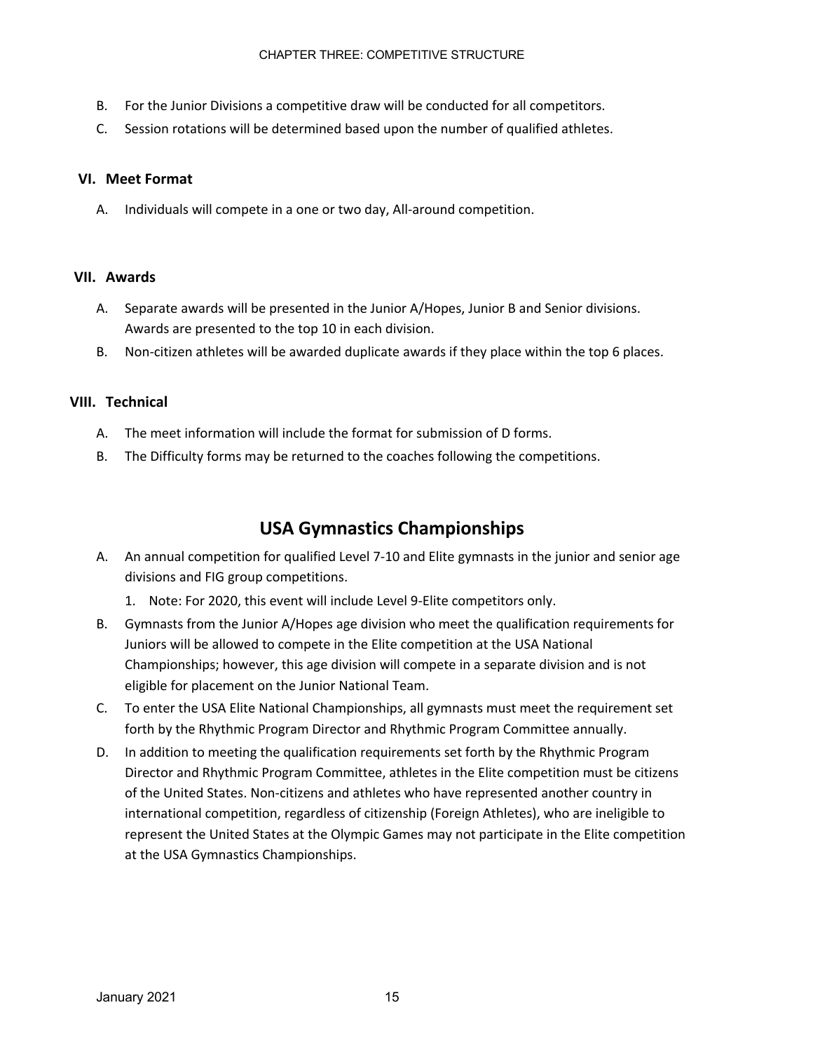B. For the Junior Divisions a competitive draw will be conducted for all competitors.

C. Session rotations will be determined based upon the number of qualified athletes.

### VI. Meet Format

A. Individuals will compete in a one or two day, All-around competition.

### VII. Awards

A. Separate awards will be presented in the Junior A/Hopes, Junior B and Senior divisions. Awards are presented to the top 10 in each division.

B. Non-citizen athletes will be awarded duplicate awards if they place within the top 6 places.

### VIII. Technical

A. The meet information will include the format for submission of D forms.

B. The Difficulty forms may be returned to the coaches following the competitions.

## USA Gymnastics Championships

A. An annual competition for qualified Level 7-10 and Elite gymnasts in the junior and senior age divisions and FIG group competitions.

   1. Note: For 2020, this event will include Level 9-Elite competitors only.

B. Gymnasts from the Junior A/Hopes age division who meet the qualification requirements for Juniors will be allowed to compete in the Elite competition at the USA National Championships; however, this age division will compete in a separate division and is not eligible for placement on the Junior National Team.

C. To enter the USA Elite National Championships, all gymnasts must meet the requirement set forth by the Rhythmic Program Director and Rhythmic Program Committee annually.

D. In addition to meeting the qualification requirements set forth by the Rhythmic Program Director and Rhythmic Program Committee, athletes in the Elite competition must be citizens of the United States. Non-citizens and athletes who have represented another country in international competition, regardless of citizenship (Foreign Athletes), who are ineligible to represent the United States at the Olympic Games may not participate in the Elite competition at the USA Gymnastics Championships.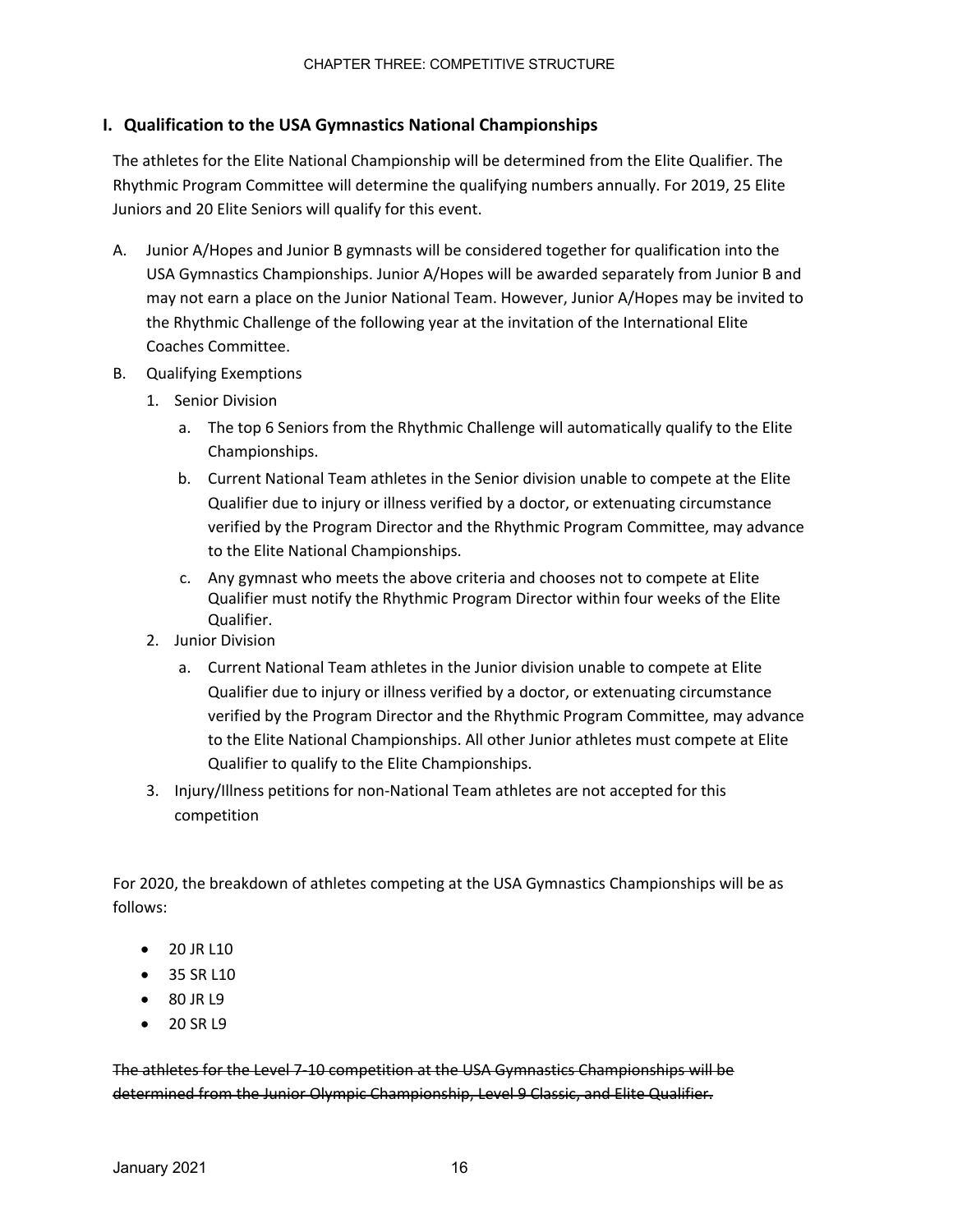## I. Qualification to the USA Gymnastics National Championships

The athletes for the Elite National Championship will be determined from the Elite Qualifier. The Rhythmic Program Committee will determine the qualifying numbers annually. For 2019, 25 Elite Juniors and 20 Elite Seniors will qualify for this event.

A. Junior A/Hopes and Junior B gymnasts will be considered together for qualification into the USA Gymnastics Championships. Junior A/Hopes will be awarded separately from Junior B and may not earn a place on the Junior National Team. However, Junior A/Hopes may be invited to the Rhythmic Challenge of the following year at the invitation of the International Elite Coaches Committee.

B. Qualifying Exemptions

   1. Senior Division

      a. The top 6 Seniors from the Rhythmic Challenge will automatically qualify to the Elite Championships.

      b. Current National Team athletes in the Senior division unable to compete at the Elite Qualifier due to injury or illness verified by a doctor, or extenuating circumstance verified by the Program Director and the Rhythmic Program Committee, may advance to the Elite National Championships.

      c. Any gymnast who meets the above criteria and chooses not to compete at Elite Qualifier must notify the Rhythmic Program Director within four weeks of the Elite Qualifier.

   2. Junior Division

      a. Current National Team athletes in the Junior division unable to compete at Elite Qualifier due to injury or illness verified by a doctor, or extenuating circumstance verified by the Program Director and the Rhythmic Program Committee, may advance to the Elite National Championships. All other Junior athletes must compete at Elite Qualifier to qualify to the Elite Championships.

   3. Injury/Illness petitions for non-National Team athletes are not accepted for this competition

For 2020, the breakdown of athletes competing at the USA Gymnastics Championships will be as follows:

- 20 JR L10
- 35 SR L10
- 80 JR L9
- 20 SR L9

~~The athletes for the Level 7-10 competition at the USA Gymnastics Championships will be determined from the Junior Olympic Championship, Level 9 Classic, and Elite Qualifier.~~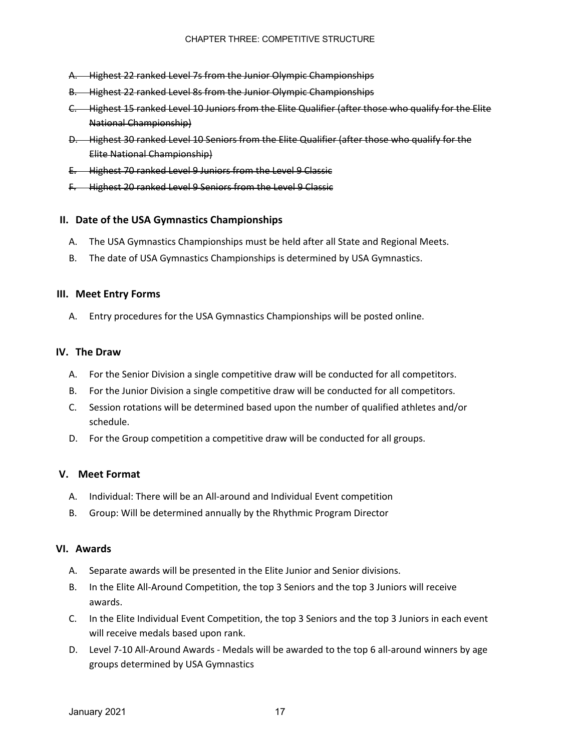A. ~~Highest 22 ranked Level 7s from the Junior Olympic Championships~~
B. ~~Highest 22 ranked Level 8s from the Junior Olympic Championships~~
C. ~~Highest 15 ranked Level 10 Juniors from the Elite Qualifier (after those who qualify for the Elite National Championship)~~
D. ~~Highest 30 ranked Level 10 Seniors from the Elite Qualifier (after those who qualify for the Elite National Championship)~~
E. ~~Highest 70 ranked Level 9 Juniors from the Level 9 Classic~~
F. ~~Highest 20 ranked Level 9 Seniors from the Level 9 Classic~~

## II. Date of the USA Gymnastics Championships

A. The USA Gymnastics Championships must be held after all State and Regional Meets.
B. The date of USA Gymnastics Championships is determined by USA Gymnastics.

## III. Meet Entry Forms

A. Entry procedures for the USA Gymnastics Championships will be posted online.

## IV. The Draw

A. For the Senior Division a single competitive draw will be conducted for all competitors.
B. For the Junior Division a single competitive draw will be conducted for all competitors.
C. Session rotations will be determined based upon the number of qualified athletes and/or schedule.
D. For the Group competition a competitive draw will be conducted for all groups.

## V. Meet Format

A. Individual: There will be an All-around and Individual Event competition
B. Group: Will be determined annually by the Rhythmic Program Director

## VI. Awards

A. Separate awards will be presented in the Elite Junior and Senior divisions.
B. In the Elite All-Around Competition, the top 3 Seniors and the top 3 Juniors will receive awards.
C. In the Elite Individual Event Competition, the top 3 Seniors and the top 3 Juniors in each event will receive medals based upon rank.
D. Level 7-10 All-Around Awards - Medals will be awarded to the top 6 all-around winners by age groups determined by USA Gymnastics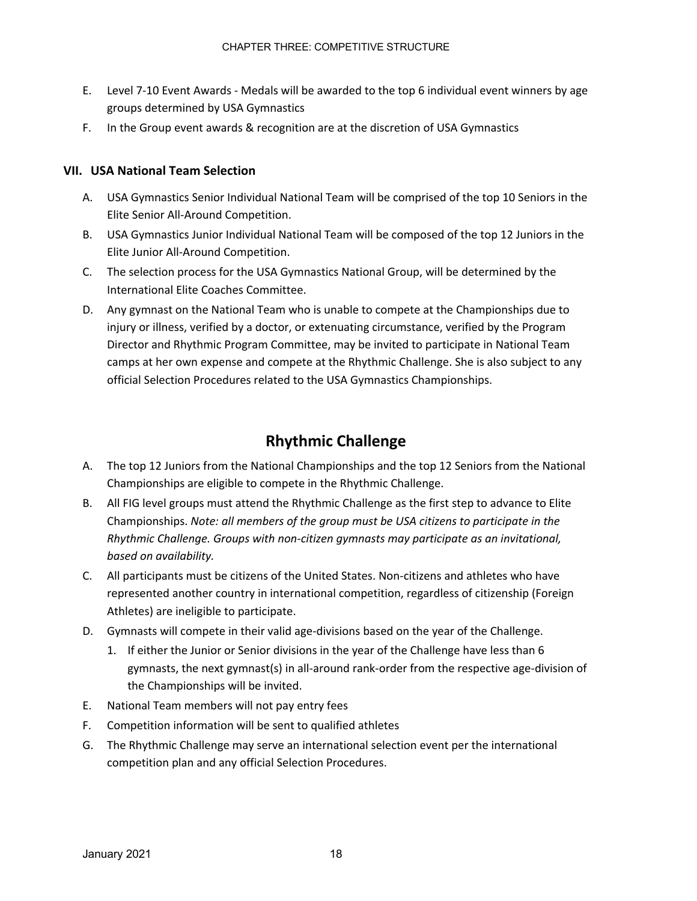E. Level 7-10 Event Awards - Medals will be awarded to the top 6 individual event winners by age groups determined by USA Gymnastics
F. In the Group event awards & recognition are at the discretion of USA Gymnastics

### VII. USA National Team Selection

A. USA Gymnastics Senior Individual National Team will be comprised of the top 10 Seniors in the Elite Senior All-Around Competition.
B. USA Gymnastics Junior Individual National Team will be composed of the top 12 Juniors in the Elite Junior All-Around Competition.
C. The selection process for the USA Gymnastics National Group, will be determined by the International Elite Coaches Committee.
D. Any gymnast on the National Team who is unable to compete at the Championships due to injury or illness, verified by a doctor, or extenuating circumstance, verified by the Program Director and Rhythmic Program Committee, may be invited to participate in National Team camps at her own expense and compete at the Rhythmic Challenge. She is also subject to any official Selection Procedures related to the USA Gymnastics Championships.

## Rhythmic Challenge

A. The top 12 Juniors from the National Championships and the top 12 Seniors from the National Championships are eligible to compete in the Rhythmic Challenge.
B. All FIG level groups must attend the Rhythmic Challenge as the first step to advance to Elite Championships. *Note: all members of the group must be USA citizens to participate in the Rhythmic Challenge. Groups with non-citizen gymnasts may participate as an invitational, based on availability.*
C. All participants must be citizens of the United States. Non-citizens and athletes who have represented another country in international competition, regardless of citizenship (Foreign Athletes) are ineligible to participate.
D. Gymnasts will compete in their valid age-divisions based on the year of the Challenge.
   1. If either the Junior or Senior divisions in the year of the Challenge have less than 6 gymnasts, the next gymnast(s) in all-around rank-order from the respective age-division of the Championships will be invited.
E. National Team members will not pay entry fees
F. Competition information will be sent to qualified athletes
G. The Rhythmic Challenge may serve an international selection event per the international competition plan and any official Selection Procedures.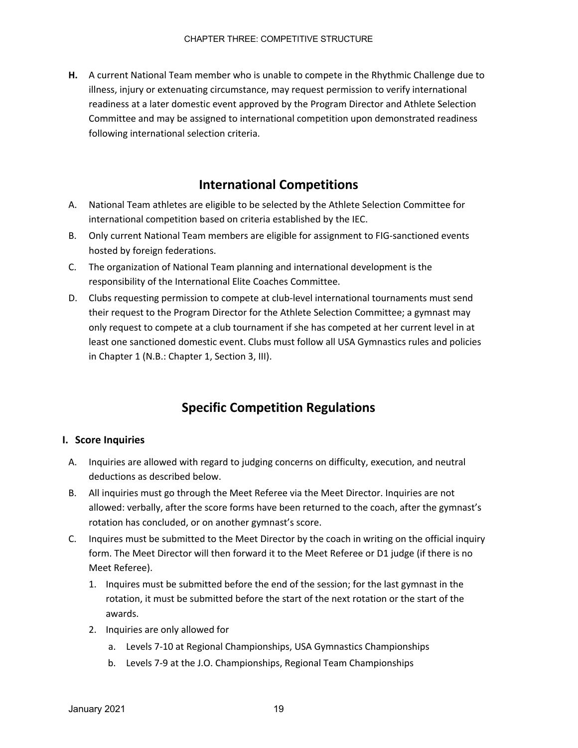**H.** A current National Team member who is unable to compete in the Rhythmic Challenge due to illness, injury or extenuating circumstance, may request permission to verify international readiness at a later domestic event approved by the Program Director and Athlete Selection Committee and may be assigned to international competition upon demonstrated readiness following international selection criteria.

## International Competitions

A. National Team athletes are eligible to be selected by the Athlete Selection Committee for international competition based on criteria established by the IEC.

B. Only current National Team members are eligible for assignment to FIG-sanctioned events hosted by foreign federations.

C. The organization of National Team planning and international development is the responsibility of the International Elite Coaches Committee.

D. Clubs requesting permission to compete at club-level international tournaments must send their request to the Program Director for the Athlete Selection Committee; a gymnast may only request to compete at a club tournament if she has competed at her current level in at least one sanctioned domestic event. Clubs must follow all USA Gymnastics rules and policies in Chapter 1 (N.B.: Chapter 1, Section 3, III).

## Specific Competition Regulations

### I. Score Inquiries

A. Inquiries are allowed with regard to judging concerns on difficulty, execution, and neutral deductions as described below.

B. All inquiries must go through the Meet Referee via the Meet Director. Inquiries are not allowed: verbally, after the score forms have been returned to the coach, after the gymnast's rotation has concluded, or on another gymnast's score.

C. Inquires must be submitted to the Meet Director by the coach in writing on the official inquiry form. The Meet Director will then forward it to the Meet Referee or D1 judge (if there is no Meet Referee).

   1. Inquires must be submitted before the end of the session; for the last gymnast in the rotation, it must be submitted before the start of the next rotation or the start of the awards.
   2. Inquiries are only allowed for
      a. Levels 7-10 at Regional Championships, USA Gymnastics Championships
      b. Levels 7-9 at the J.O. Championships, Regional Team Championships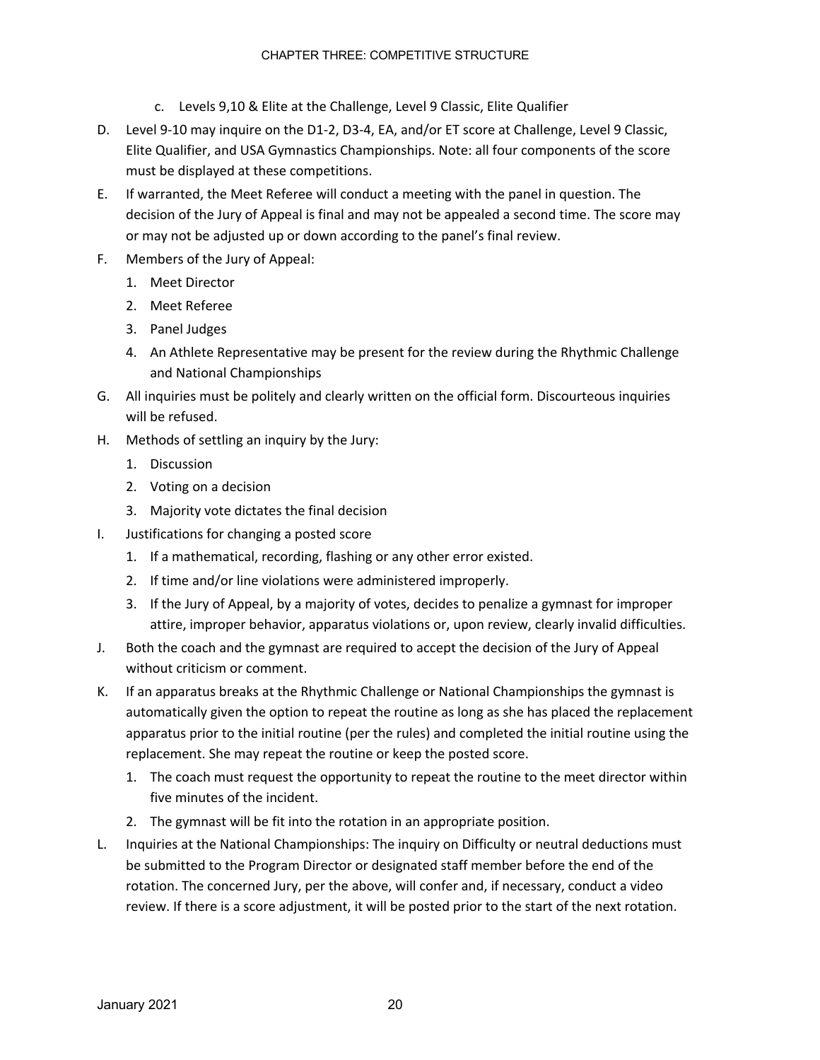c. Levels 9,10 & Elite at the Challenge, Level 9 Classic, Elite Qualifier

D. Level 9-10 may inquire on the D1-2, D3-4, EA, and/or ET score at Challenge, Level 9 Classic, Elite Qualifier, and USA Gymnastics Championships. Note: all four components of the score must be displayed at these competitions.

E. If warranted, the Meet Referee will conduct a meeting with the panel in question. The decision of the Jury of Appeal is final and may not be appealed a second time. The score may or may not be adjusted up or down according to the panel's final review.

F. Members of the Jury of Appeal:
   1. Meet Director
   2. Meet Referee
   3. Panel Judges
   4. An Athlete Representative may be present for the review during the Rhythmic Challenge and National Championships

G. All inquiries must be politely and clearly written on the official form. Discourteous inquiries will be refused.

H. Methods of settling an inquiry by the Jury:
   1. Discussion
   2. Voting on a decision
   3. Majority vote dictates the final decision

I. Justifications for changing a posted score
   1. If a mathematical, recording, flashing or any other error existed.
   2. If time and/or line violations were administered improperly.
   3. If the Jury of Appeal, by a majority of votes, decides to penalize a gymnast for improper attire, improper behavior, apparatus violations or, upon review, clearly invalid difficulties.

J. Both the coach and the gymnast are required to accept the decision of the Jury of Appeal without criticism or comment.

K. If an apparatus breaks at the Rhythmic Challenge or National Championships the gymnast is automatically given the option to repeat the routine as long as she has placed the replacement apparatus prior to the initial routine (per the rules) and completed the initial routine using the replacement. She may repeat the routine or keep the posted score.
   1. The coach must request the opportunity to repeat the routine to the meet director within five minutes of the incident.
   2. The gymnast will be fit into the rotation in an appropriate position.

L. Inquiries at the National Championships: The inquiry on Difficulty or neutral deductions must be submitted to the Program Director or designated staff member before the end of the rotation. The concerned Jury, per the above, will confer and, if necessary, conduct a video review. If there is a score adjustment, it will be posted prior to the start of the next rotation.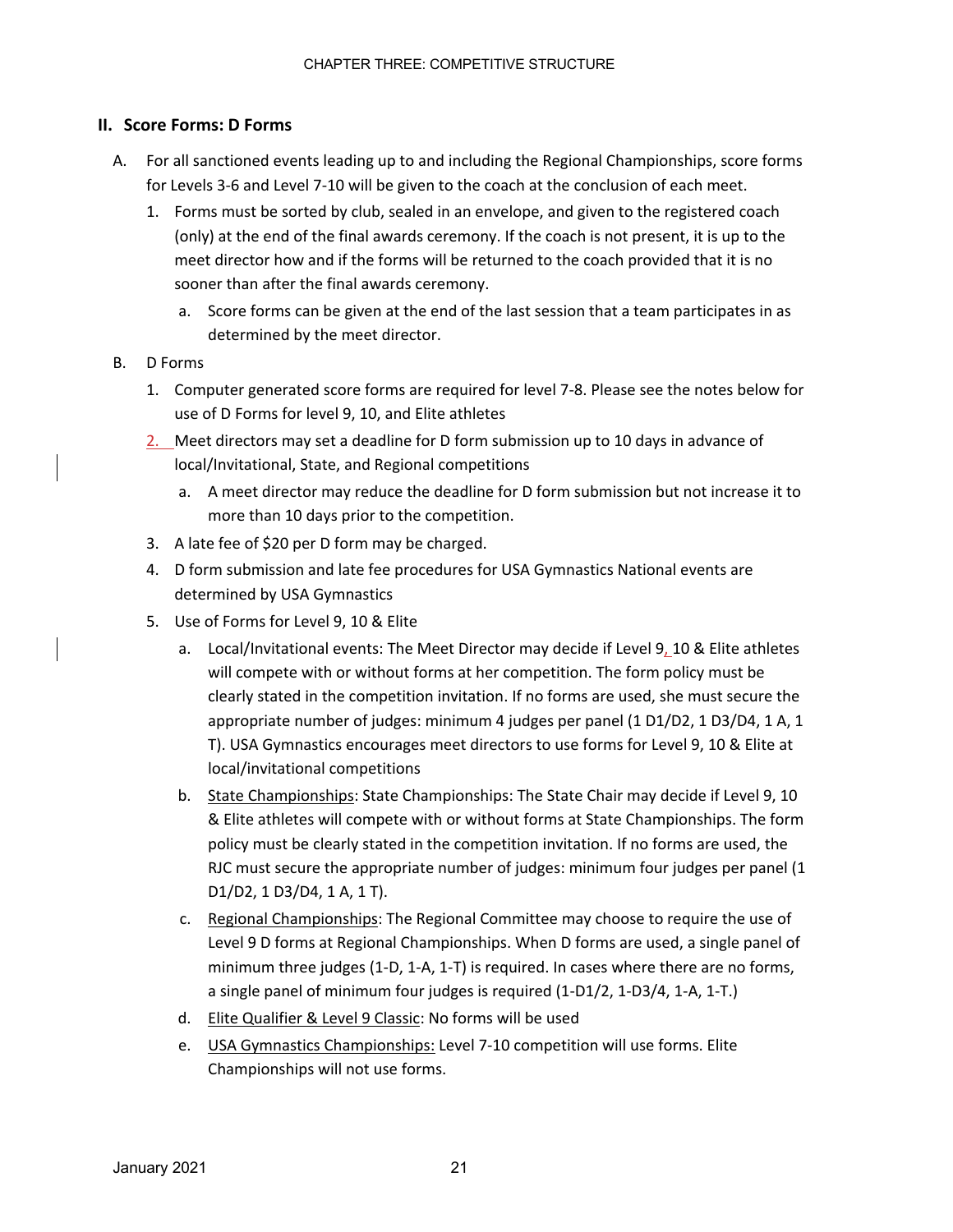## II. Score Forms: D Forms

A. For all sanctioned events leading up to and including the Regional Championships, score forms for Levels 3-6 and Level 7-10 will be given to the coach at the conclusion of each meet.

   1. Forms must be sorted by club, sealed in an envelope, and given to the registered coach (only) at the end of the final awards ceremony. If the coach is not present, it is up to the meet director how and if the forms will be returned to the coach provided that it is no sooner than after the final awards ceremony.

      a. Score forms can be given at the end of the last session that a team participates in as determined by the meet director.

B. D Forms

   1. Computer generated score forms are required for level 7-8. Please see the notes below for use of D Forms for level 9, 10, and Elite athletes

   2. Meet directors may set a deadline for D form submission up to 10 days in advance of local/Invitational, State, and Regional competitions

      a. A meet director may reduce the deadline for D form submission but not increase it to more than 10 days prior to the competition.

   3. A late fee of $20 per D form may be charged.

   4. D form submission and late fee procedures for USA Gymnastics National events are determined by USA Gymnastics

   5. Use of Forms for Level 9, 10 & Elite

      a. Local/Invitational events: The Meet Director may decide if Level 9, 10 & Elite athletes will compete with or without forms at her competition. The form policy must be clearly stated in the competition invitation. If no forms are used, she must secure the appropriate number of judges: minimum 4 judges per panel (1 D1/D2, 1 D3/D4, 1 A, 1 T). USA Gymnastics encourages meet directors to use forms for Level 9, 10 & Elite at local/invitational competitions

      b. State Championships: State Championships: The State Chair may decide if Level 9, 10 & Elite athletes will compete with or without forms at State Championships. The form policy must be clearly stated in the competition invitation. If no forms are used, the RJC must secure the appropriate number of judges: minimum four judges per panel (1 D1/D2, 1 D3/D4, 1 A, 1 T).

      c. Regional Championships: The Regional Committee may choose to require the use of Level 9 D forms at Regional Championships. When D forms are used, a single panel of minimum three judges (1-D, 1-A, 1-T) is required. In cases where there are no forms, a single panel of minimum four judges is required (1-D1/2, 1-D3/4, 1-A, 1-T.)

      d. Elite Qualifier & Level 9 Classic: No forms will be used

      e. USA Gymnastics Championships: Level 7-10 competition will use forms. Elite Championships will not use forms.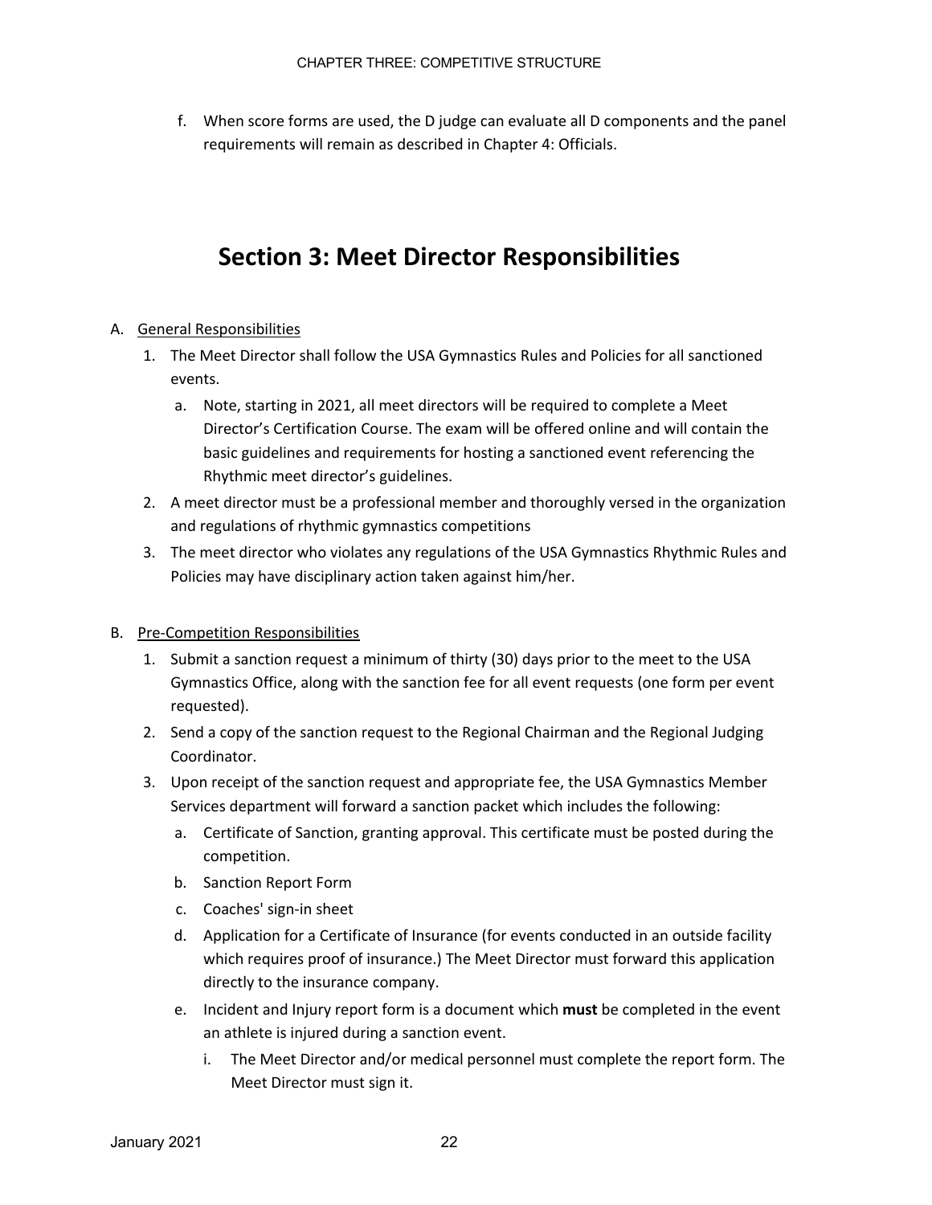f. When score forms are used, the D judge can evaluate all D components and the panel requirements will remain as described in Chapter 4: Officials.

# Section 3: Meet Director Responsibilities

A. General Responsibilities

1. The Meet Director shall follow the USA Gymnastics Rules and Policies for all sanctioned events.
   a. Note, starting in 2021, all meet directors will be required to complete a Meet Director's Certification Course. The exam will be offered online and will contain the basic guidelines and requirements for hosting a sanctioned event referencing the Rhythmic meet director's guidelines.
2. A meet director must be a professional member and thoroughly versed in the organization and regulations of rhythmic gymnastics competitions
3. The meet director who violates any regulations of the USA Gymnastics Rhythmic Rules and Policies may have disciplinary action taken against him/her.

B. Pre-Competition Responsibilities

1. Submit a sanction request a minimum of thirty (30) days prior to the meet to the USA Gymnastics Office, along with the sanction fee for all event requests (one form per event requested).
2. Send a copy of the sanction request to the Regional Chairman and the Regional Judging Coordinator.
3. Upon receipt of the sanction request and appropriate fee, the USA Gymnastics Member Services department will forward a sanction packet which includes the following:
   a. Certificate of Sanction, granting approval. This certificate must be posted during the competition.
   b. Sanction Report Form
   c. Coaches' sign-in sheet
   d. Application for a Certificate of Insurance (for events conducted in an outside facility which requires proof of insurance.) The Meet Director must forward this application directly to the insurance company.
   e. Incident and Injury report form is a document which **must** be completed in the event an athlete is injured during a sanction event.
      i. The Meet Director and/or medical personnel must complete the report form. The Meet Director must sign it.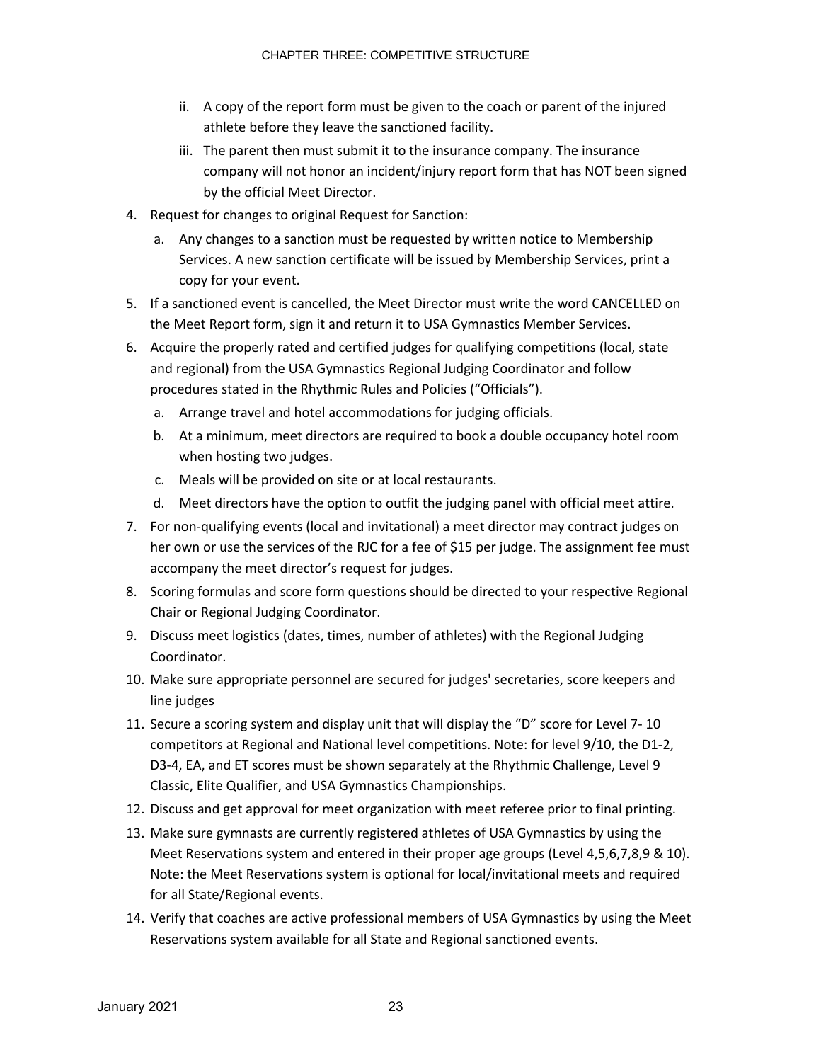ii. A copy of the report form must be given to the coach or parent of the injured athlete before they leave the sanctioned facility.

   iii. The parent then must submit it to the insurance company. The insurance company will not honor an incident/injury report form that has NOT been signed by the official Meet Director.

4. Request for changes to original Request for Sanction:
   a. Any changes to a sanction must be requested by written notice to Membership Services. A new sanction certificate will be issued by Membership Services, print a copy for your event.
5. If a sanctioned event is cancelled, the Meet Director must write the word CANCELLED on the Meet Report form, sign it and return it to USA Gymnastics Member Services.
6. Acquire the properly rated and certified judges for qualifying competitions (local, state and regional) from the USA Gymnastics Regional Judging Coordinator and follow procedures stated in the Rhythmic Rules and Policies ("Officials").
   a. Arrange travel and hotel accommodations for judging officials.
   b. At a minimum, meet directors are required to book a double occupancy hotel room when hosting two judges.
   c. Meals will be provided on site or at local restaurants.
   d. Meet directors have the option to outfit the judging panel with official meet attire.
7. For non-qualifying events (local and invitational) a meet director may contract judges on her own or use the services of the RJC for a fee of $15 per judge. The assignment fee must accompany the meet director's request for judges.
8. Scoring formulas and score form questions should be directed to your respective Regional Chair or Regional Judging Coordinator.
9. Discuss meet logistics (dates, times, number of athletes) with the Regional Judging Coordinator.
10. Make sure appropriate personnel are secured for judges' secretaries, score keepers and line judges
11. Secure a scoring system and display unit that will display the "D" score for Level 7- 10 competitors at Regional and National level competitions. Note: for level 9/10, the D1-2, D3-4, EA, and ET scores must be shown separately at the Rhythmic Challenge, Level 9 Classic, Elite Qualifier, and USA Gymnastics Championships.
12. Discuss and get approval for meet organization with meet referee prior to final printing.
13. Make sure gymnasts are currently registered athletes of USA Gymnastics by using the Meet Reservations system and entered in their proper age groups (Level 4,5,6,7,8,9 & 10). Note: the Meet Reservations system is optional for local/invitational meets and required for all State/Regional events.
14. Verify that coaches are active professional members of USA Gymnastics by using the Meet Reservations system available for all State and Regional sanctioned events.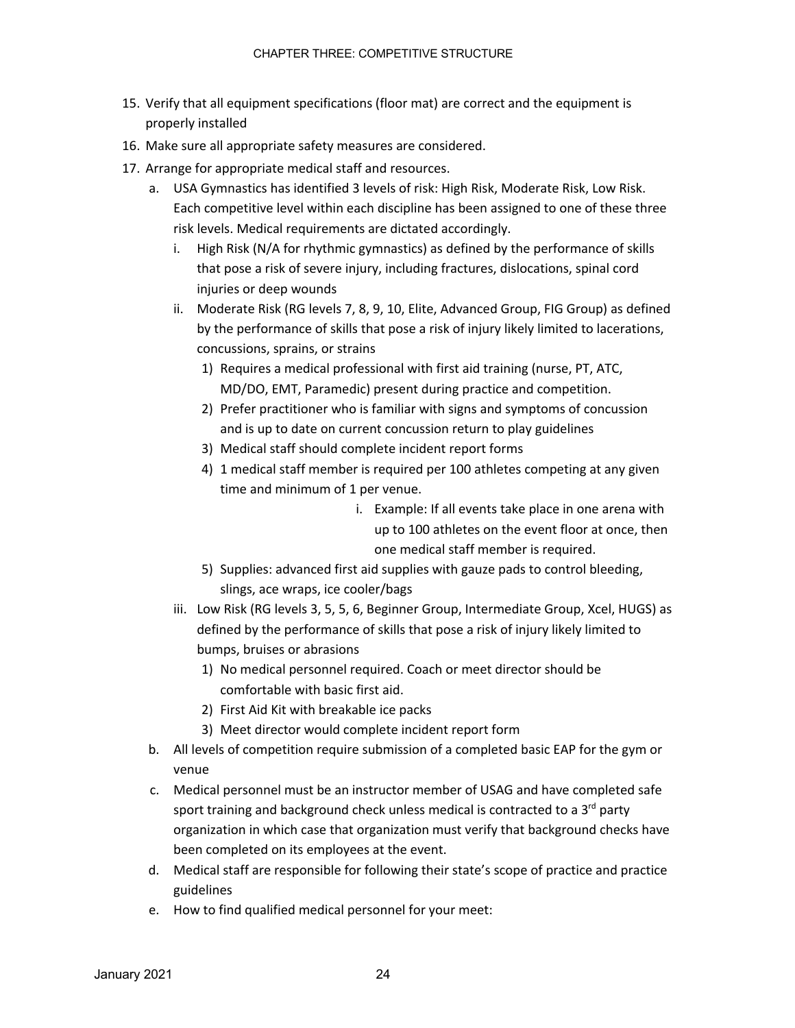15. Verify that all equipment specifications (floor mat) are correct and the equipment is properly installed
16. Make sure all appropriate safety measures are considered.
17. Arrange for appropriate medical staff and resources.
    a. USA Gymnastics has identified 3 levels of risk: High Risk, Moderate Risk, Low Risk. Each competitive level within each discipline has been assigned to one of these three risk levels. Medical requirements are dictated accordingly.
        i. High Risk (N/A for rhythmic gymnastics) as defined by the performance of skills that pose a risk of severe injury, including fractures, dislocations, spinal cord injuries or deep wounds
        ii. Moderate Risk (RG levels 7, 8, 9, 10, Elite, Advanced Group, FIG Group) as defined by the performance of skills that pose a risk of injury likely limited to lacerations, concussions, sprains, or strains
            1) Requires a medical professional with first aid training (nurse, PT, ATC, MD/DO, EMT, Paramedic) present during practice and competition.
            2) Prefer practitioner who is familiar with signs and symptoms of concussion and is up to date on current concussion return to play guidelines
            3) Medical staff should complete incident report forms
            4) 1 medical staff member is required per 100 athletes competing at any given time and minimum of 1 per venue.
                i. Example: If all events take place in one arena with up to 100 athletes on the event floor at once, then one medical staff member is required.
            5) Supplies: advanced first aid supplies with gauze pads to control bleeding, slings, ace wraps, ice cooler/bags
        iii. Low Risk (RG levels 3, 5, 5, 6, Beginner Group, Intermediate Group, Xcel, HUGS) as defined by the performance of skills that pose a risk of injury likely limited to bumps, bruises or abrasions
            1) No medical personnel required. Coach or meet director should be comfortable with basic first aid.
            2) First Aid Kit with breakable ice packs
            3) Meet director would complete incident report form
    b. All levels of competition require submission of a completed basic EAP for the gym or venue
    c. Medical personnel must be an instructor member of USAG and have completed safe sport training and background check unless medical is contracted to a 3rd party organization in which case that organization must verify that background checks have been completed on its employees at the event.
    d. Medical staff are responsible for following their state's scope of practice and practice guidelines
    e. How to find qualified medical personnel for your meet: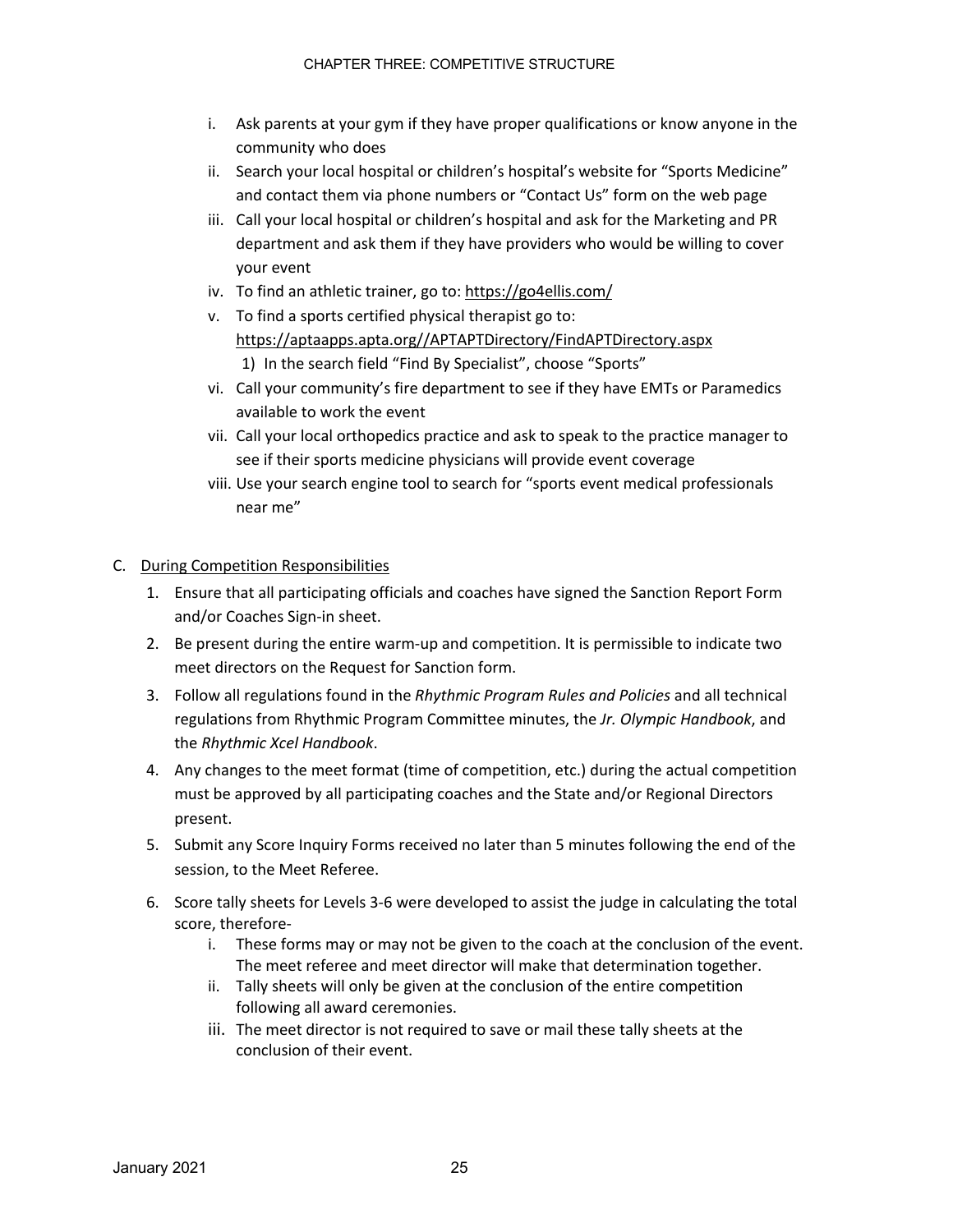i. Ask parents at your gym if they have proper qualifications or know anyone in the community who does
ii. Search your local hospital or children's hospital's website for "Sports Medicine" and contact them via phone numbers or "Contact Us" form on the web page
iii. Call your local hospital or children's hospital and ask for the Marketing and PR department and ask them if they have providers who would be willing to cover your event
iv. To find an athletic trainer, go to: https://go4ellis.com/
v. To find a sports certified physical therapist go to: https://aptaapps.apta.org//APTAPTDirectory/FindAPTDirectory.aspx
    1) In the search field "Find By Specialist", choose "Sports"
vi. Call your community's fire department to see if they have EMTs or Paramedics available to work the event
vii. Call your local orthopedics practice and ask to speak to the practice manager to see if their sports medicine physicians will provide event coverage
viii. Use your search engine tool to search for "sports event medical professionals near me"

C. <u>During Competition Responsibilities</u>

1. Ensure that all participating officials and coaches have signed the Sanction Report Form and/or Coaches Sign-in sheet.
2. Be present during the entire warm-up and competition. It is permissible to indicate two meet directors on the Request for Sanction form.
3. Follow all regulations found in the *Rhythmic Program Rules and Policies* and all technical regulations from Rhythmic Program Committee minutes, the *Jr. Olympic Handbook*, and the *Rhythmic Xcel Handbook*.
4. Any changes to the meet format (time of competition, etc.) during the actual competition must be approved by all participating coaches and the State and/or Regional Directors present.
5. Submit any Score Inquiry Forms received no later than 5 minutes following the end of the session, to the Meet Referee.
6. Score tally sheets for Levels 3-6 were developed to assist the judge in calculating the total score, therefore-
    i. These forms may or may not be given to the coach at the conclusion of the event. The meet referee and meet director will make that determination together.
    ii. Tally sheets will only be given at the conclusion of the entire competition following all award ceremonies.
    iii. The meet director is not required to save or mail these tally sheets at the conclusion of their event.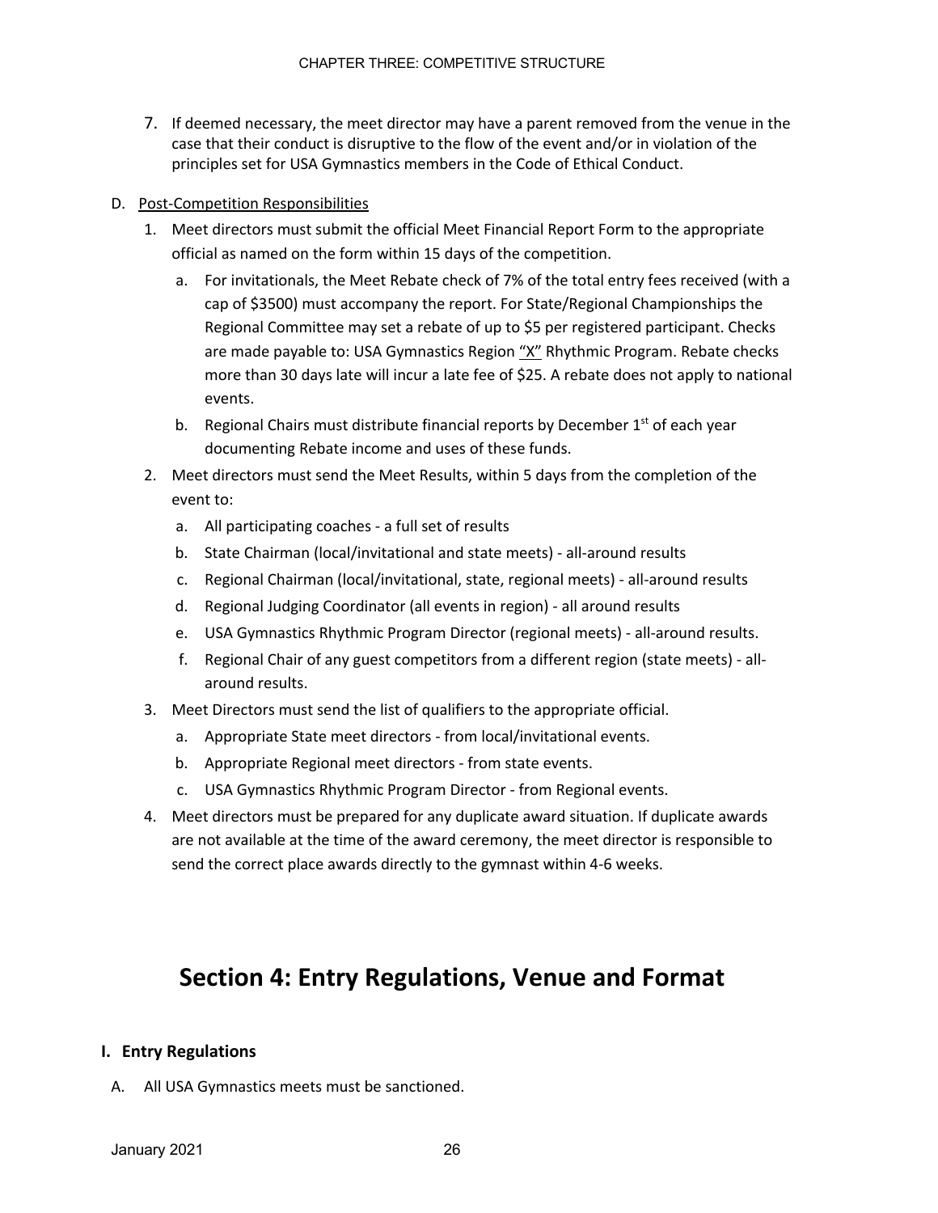7. If deemed necessary, the meet director may have a parent removed from the venue in the case that their conduct is disruptive to the flow of the event and/or in violation of the principles set for USA Gymnastics members in the Code of Ethical Conduct.

D. Post-Competition Responsibilities

1. Meet directors must submit the official Meet Financial Report Form to the appropriate official as named on the form within 15 days of the competition.
   a. For invitationals, the Meet Rebate check of 7% of the total entry fees received (with a cap of $3500) must accompany the report. For State/Regional Championships the Regional Committee may set a rebate of up to $5 per registered participant. Checks are made payable to: USA Gymnastics Region "X" Rhythmic Program. Rebate checks more than 30 days late will incur a late fee of $25. A rebate does not apply to national events.
   b. Regional Chairs must distribute financial reports by December 1st of each year documenting Rebate income and uses of these funds.
2. Meet directors must send the Meet Results, within 5 days from the completion of the event to:
   a. All participating coaches - a full set of results
   b. State Chairman (local/invitational and state meets) - all-around results
   c. Regional Chairman (local/invitational, state, regional meets) - all-around results
   d. Regional Judging Coordinator (all events in region) - all around results
   e. USA Gymnastics Rhythmic Program Director (regional meets) - all-around results.
   f. Regional Chair of any guest competitors from a different region (state meets) - all-around results.
3. Meet Directors must send the list of qualifiers to the appropriate official.
   a. Appropriate State meet directors - from local/invitational events.
   b. Appropriate Regional meet directors - from state events.
   c. USA Gymnastics Rhythmic Program Director - from Regional events.
4. Meet directors must be prepared for any duplicate award situation. If duplicate awards are not available at the time of the award ceremony, the meet director is responsible to send the correct place awards directly to the gymnast within 4-6 weeks.

# Section 4: Entry Regulations, Venue and Format

## I. Entry Regulations

A. All USA Gymnastics meets must be sanctioned.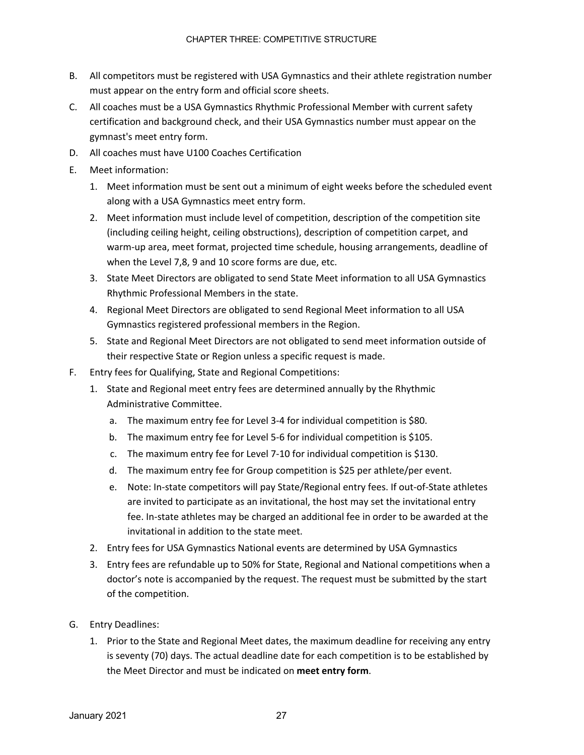B. All competitors must be registered with USA Gymnastics and their athlete registration number must appear on the entry form and official score sheets.

C. All coaches must be a USA Gymnastics Rhythmic Professional Member with current safety certification and background check, and their USA Gymnastics number must appear on the gymnast's meet entry form.

D. All coaches must have U100 Coaches Certification

E. Meet information:

   1. Meet information must be sent out a minimum of eight weeks before the scheduled event along with a USA Gymnastics meet entry form.
   2. Meet information must include level of competition, description of the competition site (including ceiling height, ceiling obstructions), description of competition carpet, and warm-up area, meet format, projected time schedule, housing arrangements, deadline of when the Level 7,8, 9 and 10 score forms are due, etc.
   3. State Meet Directors are obligated to send State Meet information to all USA Gymnastics Rhythmic Professional Members in the state.
   4. Regional Meet Directors are obligated to send Regional Meet information to all USA Gymnastics registered professional members in the Region.
   5. State and Regional Meet Directors are not obligated to send meet information outside of their respective State or Region unless a specific request is made.

F. Entry fees for Qualifying, State and Regional Competitions:

   1. State and Regional meet entry fees are determined annually by the Rhythmic Administrative Committee.
      a. The maximum entry fee for Level 3-4 for individual competition is $80.
      b. The maximum entry fee for Level 5-6 for individual competition is $105.
      c. The maximum entry fee for Level 7-10 for individual competition is $130.
      d. The maximum entry fee for Group competition is $25 per athlete/per event.
      e. Note: In-state competitors will pay State/Regional entry fees. If out-of-State athletes are invited to participate as an invitational, the host may set the invitational entry fee. In-state athletes may be charged an additional fee in order to be awarded at the invitational in addition to the state meet.
   2. Entry fees for USA Gymnastics National events are determined by USA Gymnastics
   3. Entry fees are refundable up to 50% for State, Regional and National competitions when a doctor's note is accompanied by the request. The request must be submitted by the start of the competition.

G. Entry Deadlines:

   1. Prior to the State and Regional Meet dates, the maximum deadline for receiving any entry is seventy (70) days. The actual deadline date for each competition is to be established by the Meet Director and must be indicated on **meet entry form**.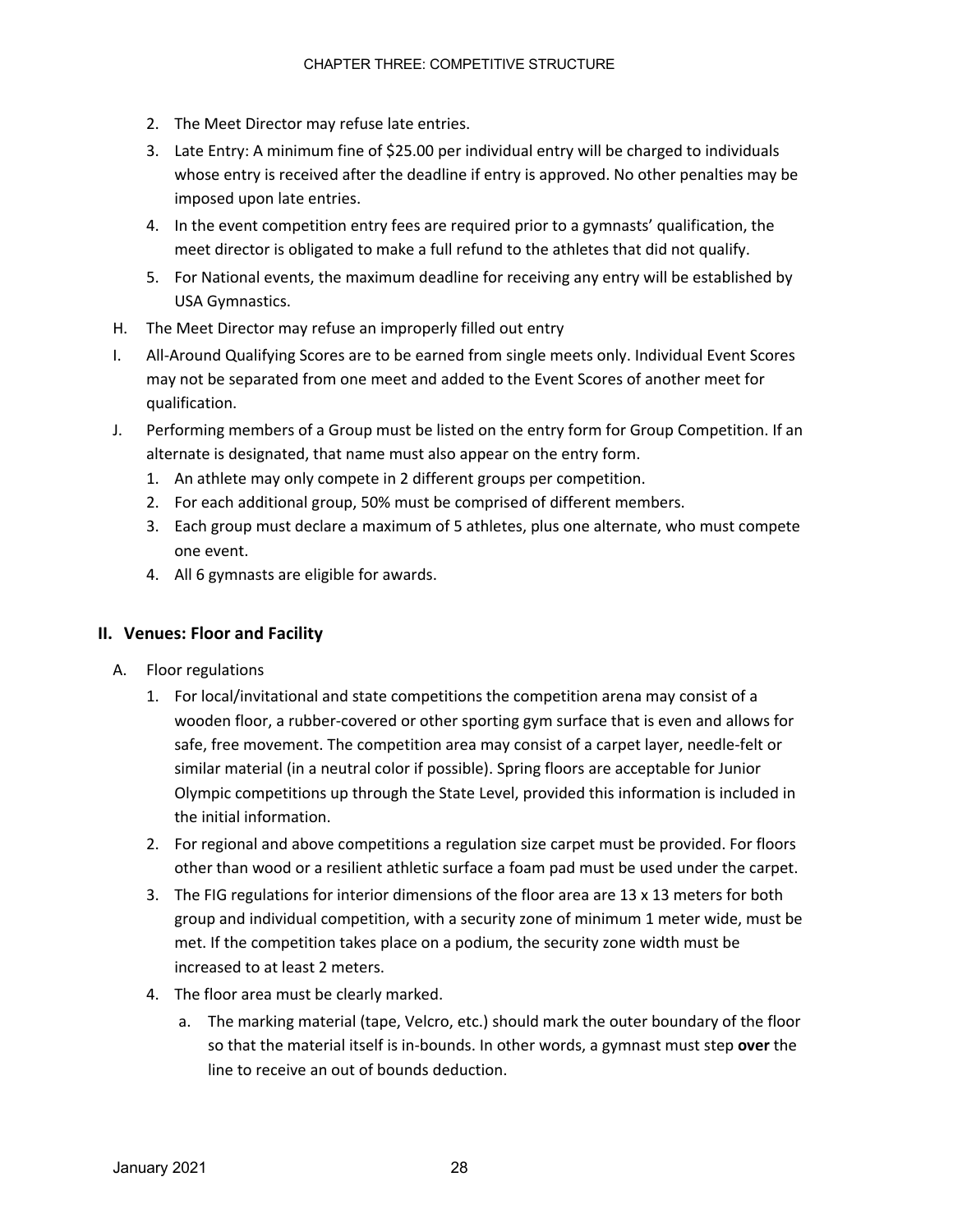2. The Meet Director may refuse late entries.
3. Late Entry: A minimum fine of $25.00 per individual entry will be charged to individuals whose entry is received after the deadline if entry is approved. No other penalties may be imposed upon late entries.
4. In the event competition entry fees are required prior to a gymnasts' qualification, the meet director is obligated to make a full refund to the athletes that did not qualify.
5. For National events, the maximum deadline for receiving any entry will be established by USA Gymnastics.

H. The Meet Director may refuse an improperly filled out entry

I. All-Around Qualifying Scores are to be earned from single meets only. Individual Event Scores may not be separated from one meet and added to the Event Scores of another meet for qualification.

J. Performing members of a Group must be listed on the entry form for Group Competition. If an alternate is designated, that name must also appear on the entry form.
   1. An athlete may only compete in 2 different groups per competition.
   2. For each additional group, 50% must be comprised of different members.
   3. Each group must declare a maximum of 5 athletes, plus one alternate, who must compete one event.
   4. All 6 gymnasts are eligible for awards.

## II. Venues: Floor and Facility

A. Floor regulations
   1. For local/invitational and state competitions the competition arena may consist of a wooden floor, a rubber-covered or other sporting gym surface that is even and allows for safe, free movement. The competition area may consist of a carpet layer, needle-felt or similar material (in a neutral color if possible). Spring floors are acceptable for Junior Olympic competitions up through the State Level, provided this information is included in the initial information.
   2. For regional and above competitions a regulation size carpet must be provided. For floors other than wood or a resilient athletic surface a foam pad must be used under the carpet.
   3. The FIG regulations for interior dimensions of the floor area are 13 x 13 meters for both group and individual competition, with a security zone of minimum 1 meter wide, must be met. If the competition takes place on a podium, the security zone width must be increased to at least 2 meters.
   4. The floor area must be clearly marked.
      a. The marking material (tape, Velcro, etc.) should mark the outer boundary of the floor so that the material itself is in-bounds. In other words, a gymnast must step **over** the line to receive an out of bounds deduction.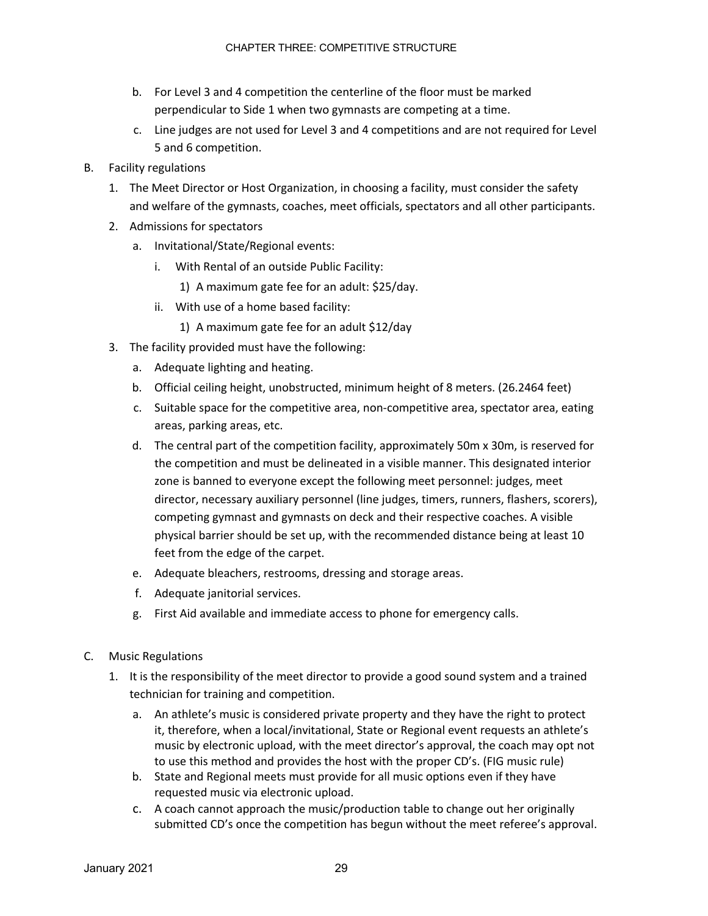b. For Level 3 and 4 competition the centerline of the floor must be marked perpendicular to Side 1 when two gymnasts are competing at a time.

c. Line judges are not used for Level 3 and 4 competitions and are not required for Level 5 and 6 competition.

B. Facility regulations

1. The Meet Director or Host Organization, in choosing a facility, must consider the safety and welfare of the gymnasts, coaches, meet officials, spectators and all other participants.
2. Admissions for spectators
   a. Invitational/State/Regional events:
      i. With Rental of an outside Public Facility:
         1) A maximum gate fee for an adult: $25/day.
      ii. With use of a home based facility:
         1) A maximum gate fee for an adult $12/day
3. The facility provided must have the following:
   a. Adequate lighting and heating.
   b. Official ceiling height, unobstructed, minimum height of 8 meters. (26.2464 feet)
   c. Suitable space for the competitive area, non-competitive area, spectator area, eating areas, parking areas, etc.
   d. The central part of the competition facility, approximately 50m x 30m, is reserved for the competition and must be delineated in a visible manner. This designated interior zone is banned to everyone except the following meet personnel: judges, meet director, necessary auxiliary personnel (line judges, timers, runners, flashers, scorers), competing gymnast and gymnasts on deck and their respective coaches. A visible physical barrier should be set up, with the recommended distance being at least 10 feet from the edge of the carpet.
   e. Adequate bleachers, restrooms, dressing and storage areas.
   f. Adequate janitorial services.
   g. First Aid available and immediate access to phone for emergency calls.

C. Music Regulations

1. It is the responsibility of the meet director to provide a good sound system and a trained technician for training and competition.
   a. An athlete's music is considered private property and they have the right to protect it, therefore, when a local/invitational, State or Regional event requests an athlete's music by electronic upload, with the meet director's approval, the coach may opt not to use this method and provides the host with the proper CD's. (FIG music rule)
   b. State and Regional meets must provide for all music options even if they have requested music via electronic upload.
   c. A coach cannot approach the music/production table to change out her originally submitted CD's once the competition has begun without the meet referee's approval.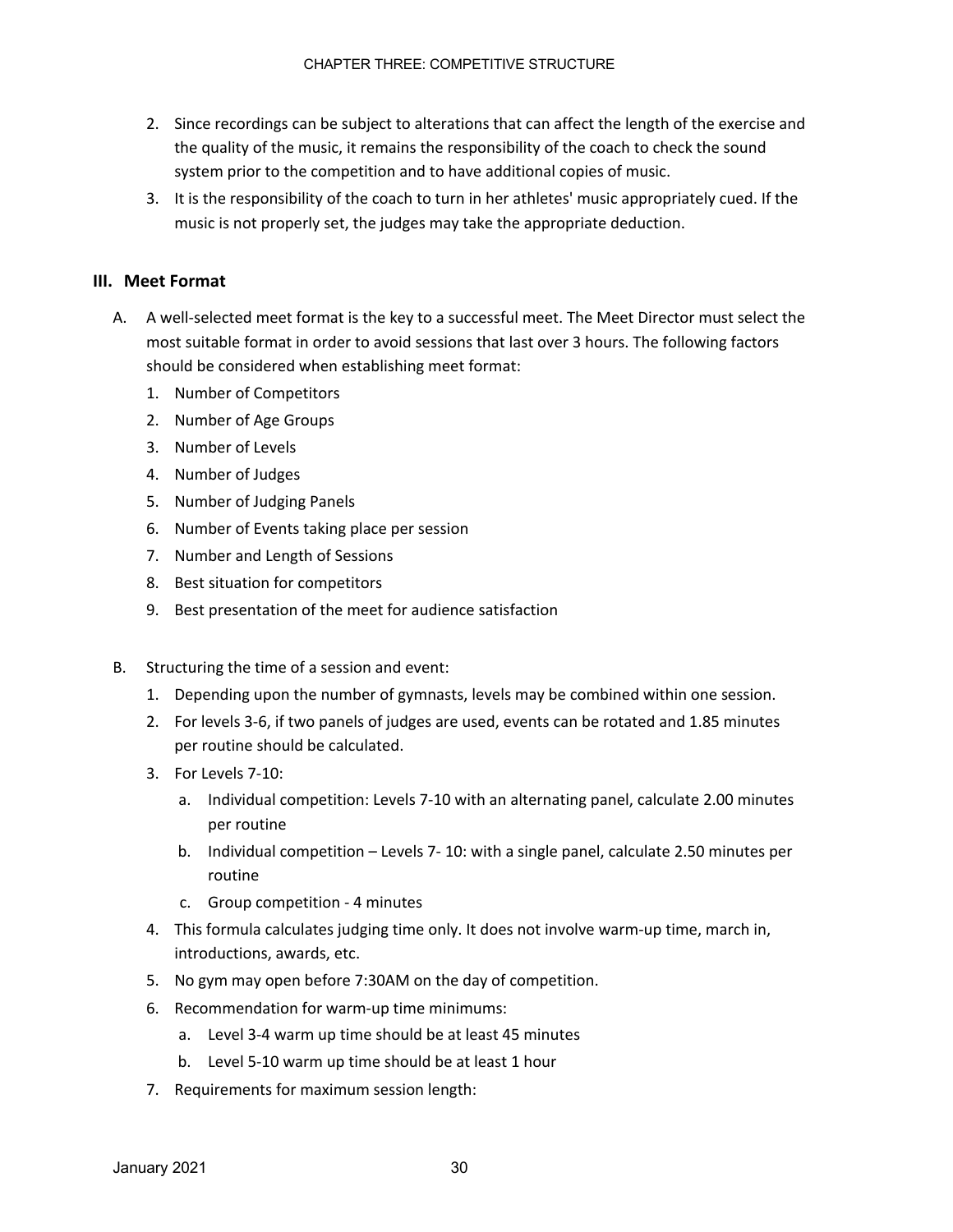2. Since recordings can be subject to alterations that can affect the length of the exercise and the quality of the music, it remains the responsibility of the coach to check the sound system prior to the competition and to have additional copies of music.
3. It is the responsibility of the coach to turn in her athletes' music appropriately cued. If the music is not properly set, the judges may take the appropriate deduction.

## III. Meet Format

A. A well-selected meet format is the key to a successful meet. The Meet Director must select the most suitable format in order to avoid sessions that last over 3 hours. The following factors should be considered when establishing meet format:
   1. Number of Competitors
   2. Number of Age Groups
   3. Number of Levels
   4. Number of Judges
   5. Number of Judging Panels
   6. Number of Events taking place per session
   7. Number and Length of Sessions
   8. Best situation for competitors
   9. Best presentation of the meet for audience satisfaction

B. Structuring the time of a session and event:
   1. Depending upon the number of gymnasts, levels may be combined within one session.
   2. For levels 3-6, if two panels of judges are used, events can be rotated and 1.85 minutes per routine should be calculated.
   3. For Levels 7-10:
      a. Individual competition: Levels 7-10 with an alternating panel, calculate 2.00 minutes per routine
      b. Individual competition – Levels 7- 10: with a single panel, calculate 2.50 minutes per routine
      c. Group competition - 4 minutes
   4. This formula calculates judging time only. It does not involve warm-up time, march in, introductions, awards, etc.
   5. No gym may open before 7:30AM on the day of competition.
   6. Recommendation for warm-up time minimums:
      a. Level 3-4 warm up time should be at least 45 minutes
      b. Level 5-10 warm up time should be at least 1 hour
   7. Requirements for maximum session length: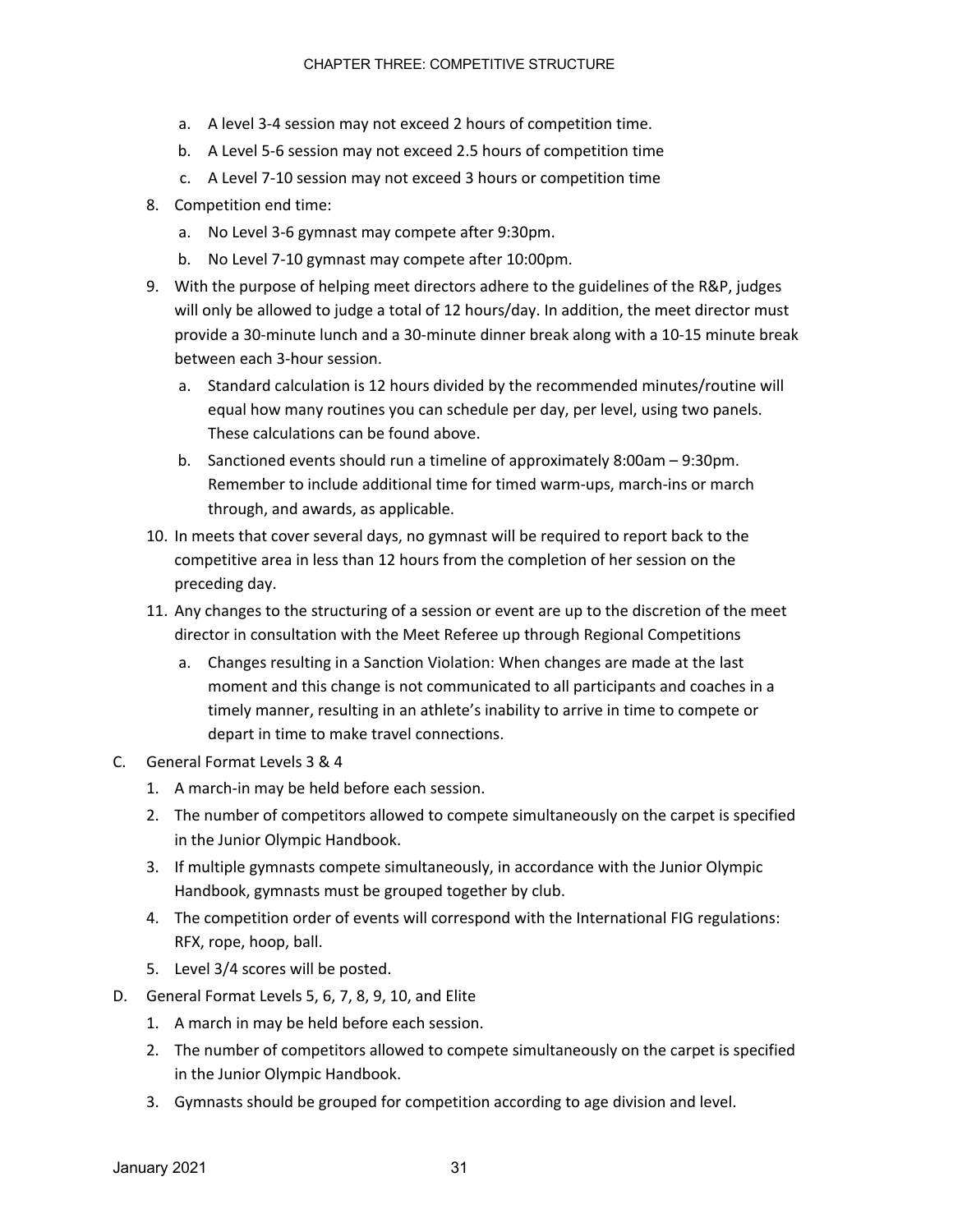a. A level 3-4 session may not exceed 2 hours of competition time.
   b. A Level 5-6 session may not exceed 2.5 hours of competition time
   c. A Level 7-10 session may not exceed 3 hours or competition time

8. Competition end time:
   a. No Level 3-6 gymnast may compete after 9:30pm.
   b. No Level 7-10 gymnast may compete after 10:00pm.

9. With the purpose of helping meet directors adhere to the guidelines of the R&P, judges will only be allowed to judge a total of 12 hours/day. In addition, the meet director must provide a 30-minute lunch and a 30-minute dinner break along with a 10-15 minute break between each 3-hour session.
   a. Standard calculation is 12 hours divided by the recommended minutes/routine will equal how many routines you can schedule per day, per level, using two panels. These calculations can be found above.
   b. Sanctioned events should run a timeline of approximately 8:00am – 9:30pm. Remember to include additional time for timed warm-ups, march-ins or march through, and awards, as applicable.

10. In meets that cover several days, no gymnast will be required to report back to the competitive area in less than 12 hours from the completion of her session on the preceding day.

11. Any changes to the structuring of a session or event are up to the discretion of the meet director in consultation with the Meet Referee up through Regional Competitions
    a. Changes resulting in a Sanction Violation: When changes are made at the last moment and this change is not communicated to all participants and coaches in a timely manner, resulting in an athlete's inability to arrive in time to compete or depart in time to make travel connections.

C. General Format Levels 3 & 4
   1. A march-in may be held before each session.
   2. The number of competitors allowed to compete simultaneously on the carpet is specified in the Junior Olympic Handbook.
   3. If multiple gymnasts compete simultaneously, in accordance with the Junior Olympic Handbook, gymnasts must be grouped together by club.
   4. The competition order of events will correspond with the International FIG regulations: RFX, rope, hoop, ball.
   5. Level 3/4 scores will be posted.

D. General Format Levels 5, 6, 7, 8, 9, 10, and Elite
   1. A march in may be held before each session.
   2. The number of competitors allowed to compete simultaneously on the carpet is specified in the Junior Olympic Handbook.
   3. Gymnasts should be grouped for competition according to age division and level.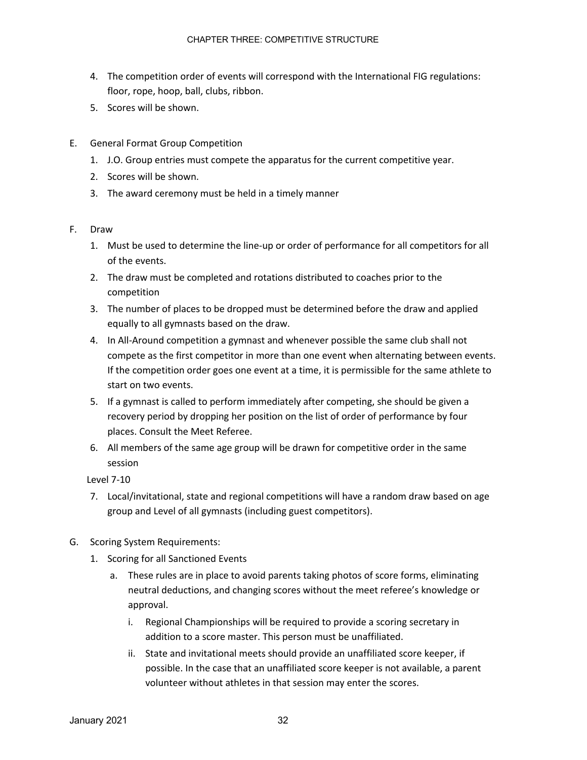4. The competition order of events will correspond with the International FIG regulations: floor, rope, hoop, ball, clubs, ribbon.
5. Scores will be shown.

E. General Format Group Competition

1. J.O. Group entries must compete the apparatus for the current competitive year.
2. Scores will be shown.
3. The award ceremony must be held in a timely manner

F. Draw

1. Must be used to determine the line-up or order of performance for all competitors for all of the events.
2. The draw must be completed and rotations distributed to coaches prior to the competition
3. The number of places to be dropped must be determined before the draw and applied equally to all gymnasts based on the draw.
4. In All-Around competition a gymnast and whenever possible the same club shall not compete as the first competitor in more than one event when alternating between events. If the competition order goes one event at a time, it is permissible for the same athlete to start on two events.
5. If a gymnast is called to perform immediately after competing, she should be given a recovery period by dropping her position on the list of order of performance by four places. Consult the Meet Referee.
6. All members of the same age group will be drawn for competitive order in the same session

Level 7-10

7. Local/invitational, state and regional competitions will have a random draw based on age group and Level of all gymnasts (including guest competitors).

G. Scoring System Requirements:

1. Scoring for all Sanctioned Events
   a. These rules are in place to avoid parents taking photos of score forms, eliminating neutral deductions, and changing scores without the meet referee's knowledge or approval.
      i. Regional Championships will be required to provide a scoring secretary in addition to a score master. This person must be unaffiliated.
      ii. State and invitational meets should provide an unaffiliated score keeper, if possible. In the case that an unaffiliated score keeper is not available, a parent volunteer without athletes in that session may enter the scores.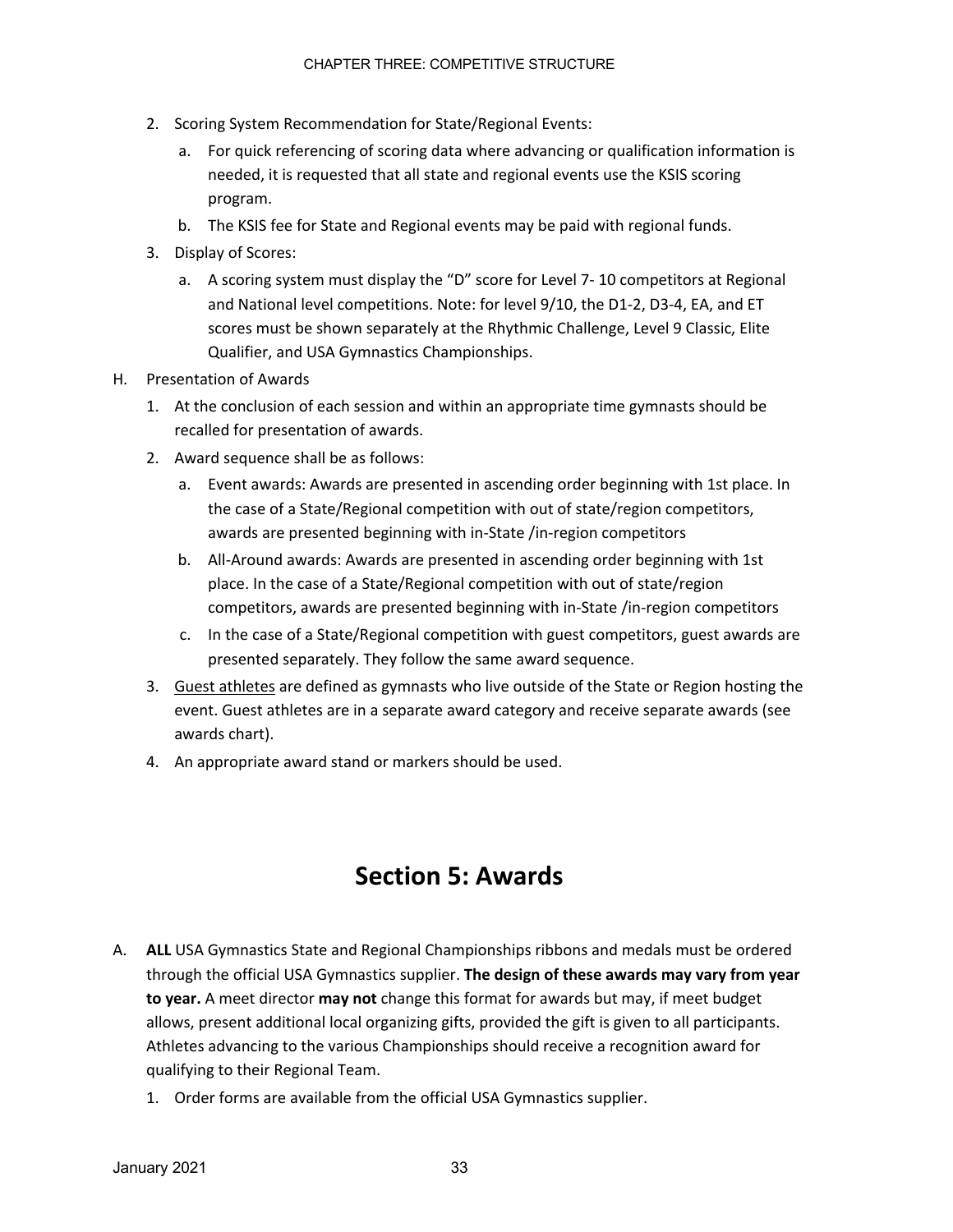2. Scoring System Recommendation for State/Regional Events:
    a. For quick referencing of scoring data where advancing or qualification information is needed, it is requested that all state and regional events use the KSIS scoring program.
    b. The KSIS fee for State and Regional events may be paid with regional funds.
3. Display of Scores:
    a. A scoring system must display the "D" score for Level 7- 10 competitors at Regional and National level competitions. Note: for level 9/10, the D1-2, D3-4, EA, and ET scores must be shown separately at the Rhythmic Challenge, Level 9 Classic, Elite Qualifier, and USA Gymnastics Championships.

H. Presentation of Awards

1. At the conclusion of each session and within an appropriate time gymnasts should be recalled for presentation of awards.
2. Award sequence shall be as follows:
    a. Event awards: Awards are presented in ascending order beginning with 1st place. In the case of a State/Regional competition with out of state/region competitors, awards are presented beginning with in-State /in-region competitors
    b. All-Around awards: Awards are presented in ascending order beginning with 1st place. In the case of a State/Regional competition with out of state/region competitors, awards are presented beginning with in-State /in-region competitors
    c. In the case of a State/Regional competition with guest competitors, guest awards are presented separately. They follow the same award sequence.
3. Guest athletes are defined as gymnasts who live outside of the State or Region hosting the event. Guest athletes are in a separate award category and receive separate awards (see awards chart).
4. An appropriate award stand or markers should be used.

# Section 5: Awards

A. **ALL** USA Gymnastics State and Regional Championships ribbons and medals must be ordered through the official USA Gymnastics supplier. **The design of these awards may vary from year to year.** A meet director **may not** change this format for awards but may, if meet budget allows, present additional local organizing gifts, provided the gift is given to all participants. Athletes advancing to the various Championships should receive a recognition award for qualifying to their Regional Team.

1. Order forms are available from the official USA Gymnastics supplier.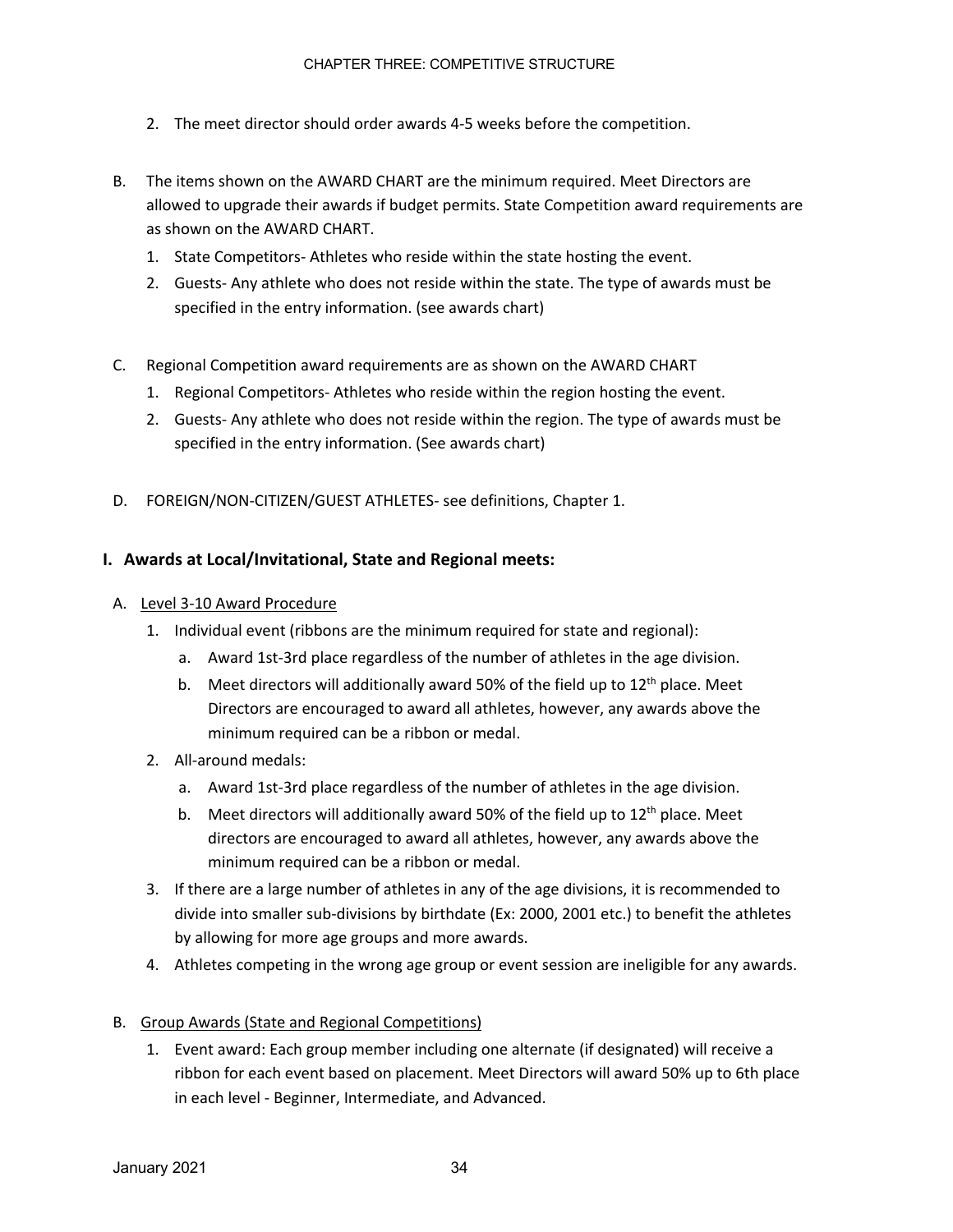2. The meet director should order awards 4-5 weeks before the competition.

B. The items shown on the AWARD CHART are the minimum required. Meet Directors are allowed to upgrade their awards if budget permits. State Competition award requirements are as shown on the AWARD CHART.
   1. State Competitors- Athletes who reside within the state hosting the event.
   2. Guests- Any athlete who does not reside within the state. The type of awards must be specified in the entry information. (see awards chart)

C. Regional Competition award requirements are as shown on the AWARD CHART
   1. Regional Competitors- Athletes who reside within the region hosting the event.
   2. Guests- Any athlete who does not reside within the region. The type of awards must be specified in the entry information. (See awards chart)

D. FOREIGN/NON-CITIZEN/GUEST ATHLETES- see definitions, Chapter 1.

## I. Awards at Local/Invitational, State and Regional meets:

A. Level 3-10 Award Procedure
   1. Individual event (ribbons are the minimum required for state and regional):
      a. Award 1st-3rd place regardless of the number of athletes in the age division.
      b. Meet directors will additionally award 50% of the field up to 12th place. Meet Directors are encouraged to award all athletes, however, any awards above the minimum required can be a ribbon or medal.
   2. All-around medals:
      a. Award 1st-3rd place regardless of the number of athletes in the age division.
      b. Meet directors will additionally award 50% of the field up to 12th place. Meet directors are encouraged to award all athletes, however, any awards above the minimum required can be a ribbon or medal.
   3. If there are a large number of athletes in any of the age divisions, it is recommended to divide into smaller sub-divisions by birthdate (Ex: 2000, 2001 etc.) to benefit the athletes by allowing for more age groups and more awards.
   4. Athletes competing in the wrong age group or event session are ineligible for any awards.

B. Group Awards (State and Regional Competitions)
   1. Event award: Each group member including one alternate (if designated) will receive a ribbon for each event based on placement. Meet Directors will award 50% up to 6th place in each level - Beginner, Intermediate, and Advanced.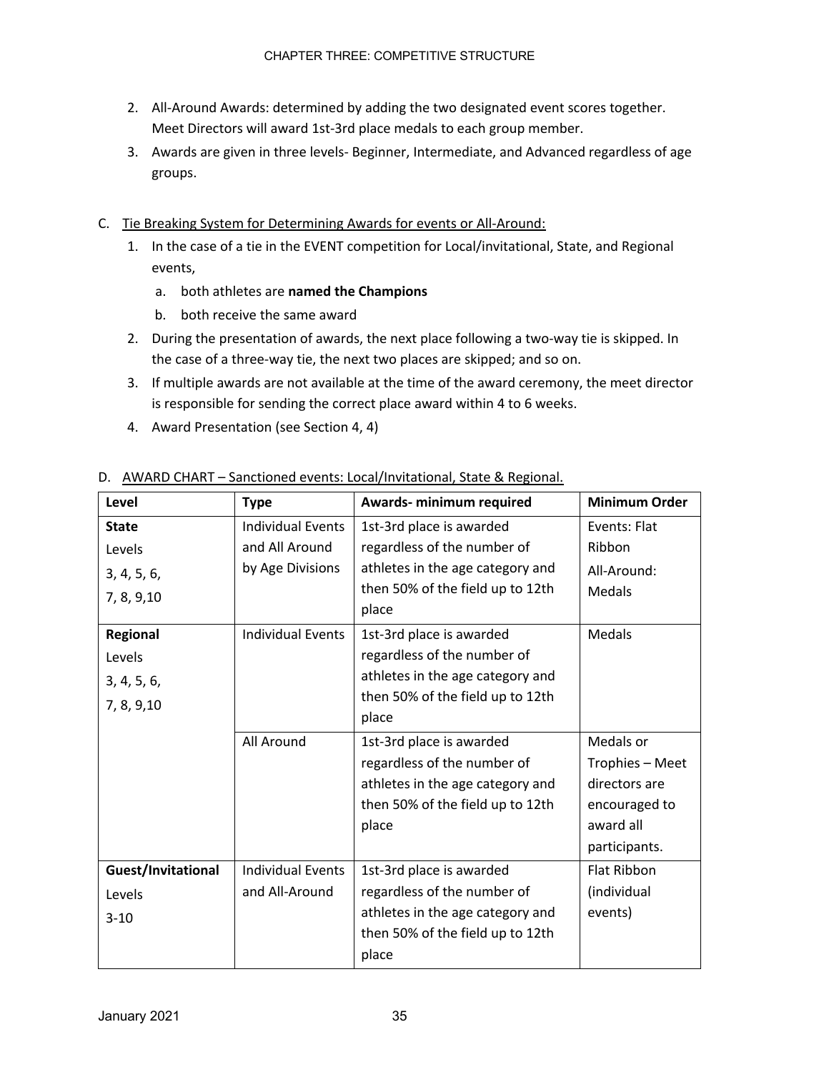2. All-Around Awards: determined by adding the two designated event scores together. Meet Directors will award 1st-3rd place medals to each group member.
3. Awards are given in three levels- Beginner, Intermediate, and Advanced regardless of age groups.

C. <u>Tie Breaking System for Determining Awards for events or All-Around:</u>

1. In the case of a tie in the EVENT competition for Local/invitational, State, and Regional events,
   a. both athletes are **named the Champions**
   b. both receive the same award
2. During the presentation of awards, the next place following a two-way tie is skipped. In the case of a three-way tie, the next two places are skipped; and so on.
3. If multiple awards are not available at the time of the award ceremony, the meet director is responsible for sending the correct place award within 4 to 6 weeks.
4. Award Presentation (see Section 4, 4)

D. <u>AWARD CHART – Sanctioned events: Local/Invitational, State & Regional.</u>

| Level | Type | Awards- minimum required | Minimum Order |
|---|---|---|---|
| **State**<br>Levels<br>3, 4, 5, 6,<br>7, 8, 9,10 | Individual Events and All Around by Age Divisions | 1st-3rd place is awarded regardless of the number of athletes in the age category and then 50% of the field up to 12th place | Events: Flat Ribbon<br>All-Around: Medals |
| **Regional**<br>Levels<br>3, 4, 5, 6,<br>7, 8, 9,10 | Individual Events | 1st-3rd place is awarded regardless of the number of athletes in the age category and then 50% of the field up to 12th place | Medals |
| | All Around | 1st-3rd place is awarded regardless of the number of athletes in the age category and then 50% of the field up to 12th place | Medals or Trophies – Meet directors are encouraged to award all participants. |
| **Guest/Invitational**<br>Levels<br>3-10 | Individual Events and All-Around | 1st-3rd place is awarded regardless of the number of athletes in the age category and then 50% of the field up to 12th place | Flat Ribbon (individual events) |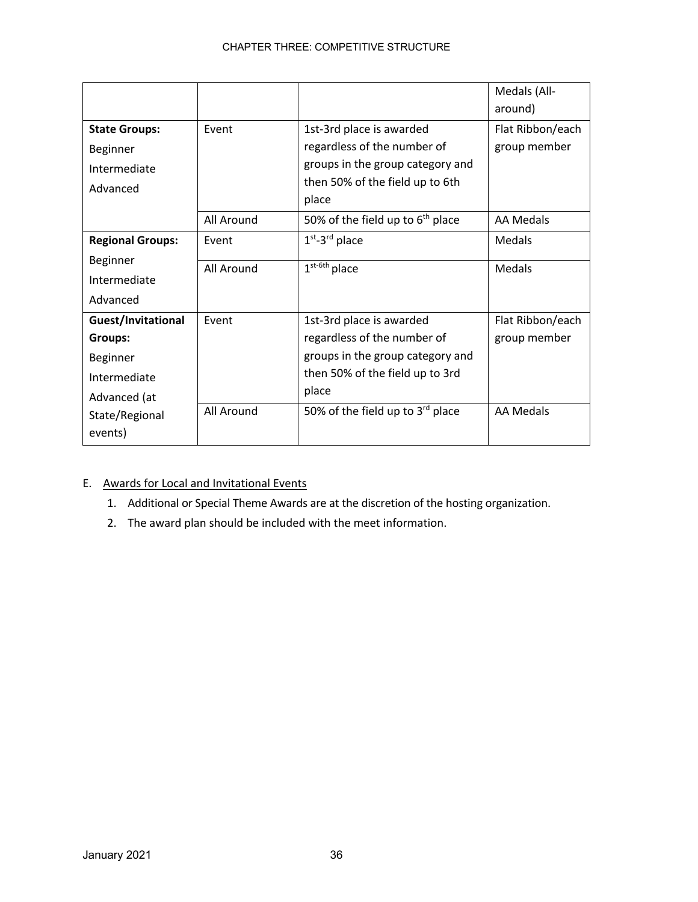| | | | |
|---|---|---|---|
| | | | Medals (All-around) |
| **State Groups:** Beginner Intermediate Advanced | Event | 1st-3rd place is awarded regardless of the number of groups in the group category and then 50% of the field up to 6th place | Flat Ribbon/each group member |
| | All Around | 50% of the field up to 6th place | AA Medals |
| **Regional Groups:** Beginner Intermediate Advanced | Event | 1st-3rd place | Medals |
| | All Around | 1st-6th place | Medals |
| **Guest/Invitational Groups:** Beginner Intermediate Advanced (at State/Regional events) | Event | 1st-3rd place is awarded regardless of the number of groups in the group category and then 50% of the field up to 3rd place | Flat Ribbon/each group member |
| | All Around | 50% of the field up to 3rd place | AA Medals |

E. Awards for Local and Invitational Events

1. Additional or Special Theme Awards are at the discretion of the hosting organization.
2. The award plan should be included with the meet information.